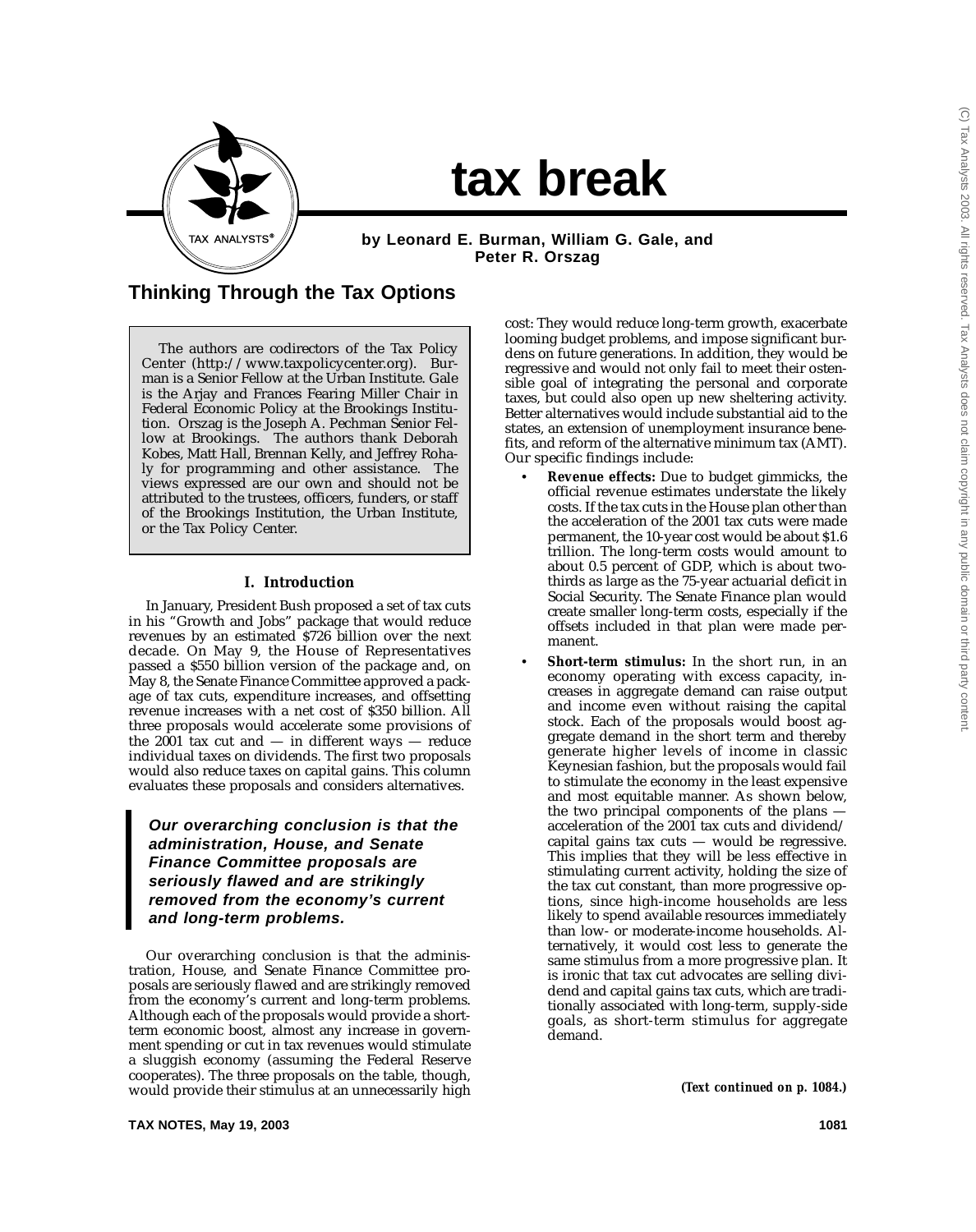# tax break

**by Leonard E. Burman, William G. Gale, and Peter R. Orszag**

## Thinking Through the Tax Options

The authors are codirectors of the Tax Policy Center (http://www.taxpolicycenter.org). Burman is a Senior Fellow at the Urban Institute. Gale is the Arjay and Frances Fearing Miller Chair in Federal Economic Policy at the Brookings Institution. Orszag is the Joseph A. Pechman Senior Fellow at Brookings. The authors thank Deborah Kobes, Matt Hall, Brennan Kelly, and Jeffrey Rohaly for programming and other assistance. The views expressed are our own and should not be attributed to the trustees, officers, funders, or staff of the Brookings Institution, the Urban Institute, or the Tax Policy Center.

### I. Introduction

In January, President Bush proposed a set of tax cuts in his "Growth and Jobs" package that would reduce revenues by an estimated $726 billion over the next decade. On May 9, the House of Representatives passed a $550 billion version of the package and, on May 8, the Senate Finance Committee approved a package of tax cuts, expenditure increases, and offsetting revenue increases with a net cost of $350 billion. All three proposals would accelerate some provisions of the 2001 tax cut and — in different ways — reduce individual taxes on dividends. The first two proposals would also reduce taxes on capital gains. This column evaluates these proposals and considers alternatives.

> ***Our overarching conclusion is that the administration, House, and Senate Finance Committee proposals are seriously flawed and are strikingly removed from the economy's current and long-term problems.***

Our overarching conclusion is that the administration, House, and Senate Finance Committee proposals are seriously flawed and are strikingly removed from the economy's current and long-term problems. Although each of the proposals would provide a short-term economic boost, almost any increase in government spending or cut in tax revenues would stimulate a sluggish economy (assuming the Federal Reserve cooperates). The three proposals on the table, though, would provide their stimulus at an unnecessarily high cost: They would reduce long-term growth, exacerbate looming budget problems, and impose significant burdens on future generations. In addition, they would be regressive and would not only fail to meet their ostensible goal of integrating the personal and corporate taxes, but could also open up new sheltering activity. Better alternatives would include substantial aid to the states, an extension of unemployment insurance benefits, and reform of the alternative minimum tax (AMT). Our specific findings include:

- ***Revenue effects:*** Due to budget gimmicks, the official revenue estimates understate the likely costs. If the tax cuts in the House plan other than the acceleration of the 2001 tax cuts were made permanent, the 10-year cost would be about $1.6 trillion. The long-term costs would amount to about 0.5 percent of GDP, which is about two-thirds as large as the 75-year actuarial deficit in Social Security. The Senate Finance plan would create smaller long-term costs, especially if the offsets included in that plan were made permanent.
- ***Short-term stimulus:*** In the short run, in an economy operating with excess capacity, increases in aggregate demand can raise output and income even without raising the capital stock. Each of the proposals would boost aggregate demand in the short term and thereby generate higher levels of income in classic Keynesian fashion, but the proposals would fail to stimulate the economy in the least expensive and most equitable manner. As shown below, the two principal components of the plans — acceleration of the 2001 tax cuts and dividend/capital gains tax cuts — would be regressive. This implies that they will be less effective in stimulating current activity, holding the size of the tax cut constant, than more progressive options, since high-income households are less likely to spend available resources immediately than low- or moderate-income households. Alternatively, it would cost less to generate the same stimulus from a more progressive plan. It is ironic that tax cut advocates are selling dividend and capital gains tax cuts, which are traditionally associated with long-term, supply-side goals, as short-term stimulus for aggregate demand.

*(Text continued on p. 1084.)*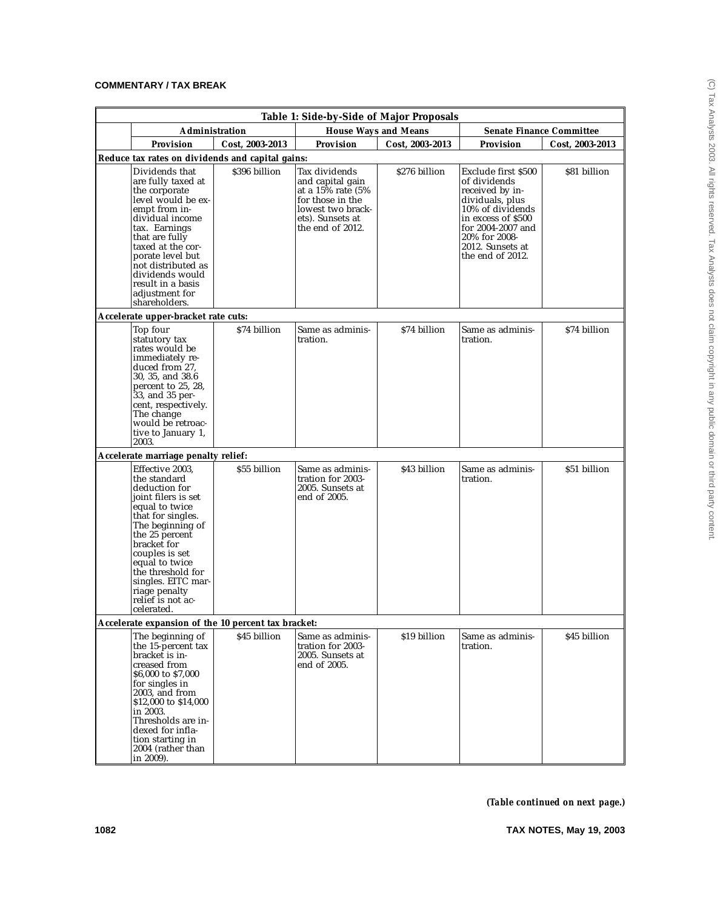| Table 1: Side-by-Side of Major Proposals | | | | | | |
|---|---|---|---|---|---|---|
| | **Administration** | | **House Ways and Means** | | **Senate Finance Committee** | |
| | **Provision** | **Cost, 2003-2013** | **Provision** | **Cost, 2003-2013** | **Provision** | **Cost, 2003-2013** |
| ***Reduce tax rates on dividends and capital gains:*** | | | | | | |
| | Dividends that are fully taxed at the corporate level would be exempt from individual income tax. Earnings that are fully taxed at the corporate level but not distributed as dividends would result in a basis adjustment for shareholders. | $396 billion | Tax dividends and capital gain at a 15% rate (5% for those in the lowest two brackets). Sunsets at the end of 2012. | $276 billion | Exclude first $500 of dividends received by individuals, plus 10% of dividends in excess of $500 for 2004-2007 and 20% for 2008-2012. Sunsets at the end of 2012. | $81 billion |
| ***Accelerate upper-bracket rate cuts:*** | | | | | | |
| | Top four statutory tax rates would be immediately reduced from 27, 30, 35, and 38.6 percent to 25, 28, 33, and 35 percent, respectively. The change would be retroactive to January 1, 2003. | $74 billion | Same as administration. | $74 billion | Same as administration. | $74 billion |
| ***Accelerate marriage penalty relief:*** | | | | | | |
| | Effective 2003, the standard deduction for joint filers is set equal to twice that for singles. The beginning of the 25 percent bracket for couples is set equal to twice the threshold for singles. EITC marriage penalty relief is not accelerated. | $55 billion | Same as administration for 2003-2005. Sunsets at end of 2005. | $43 billion | Same as administration. | $51 billion |
| ***Accelerate expansion of the 10 percent tax bracket:*** | | | | | | |
| | The beginning of the 15-percent tax bracket is increased from $6,000 to $7,000 for singles in 2003, and from $12,000 to $14,000 in 2003. Thresholds are indexed for inflation starting in 2004 (rather than in 2009). | $45 billion | Same as administration for 2003-2005. Sunsets at end of 2005. | $19 billion | Same as administration. | $45 billion |

***(Table continued on next page.)***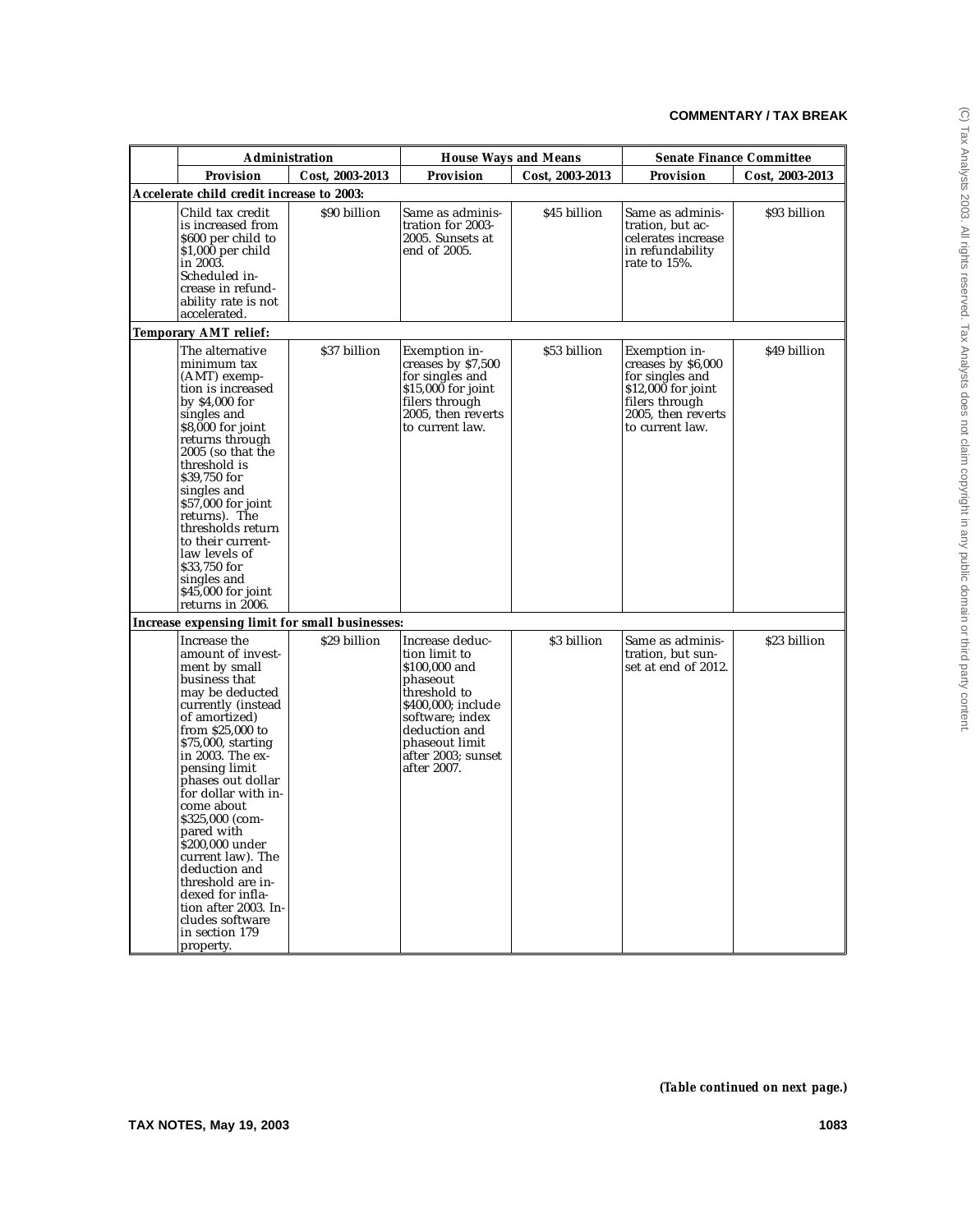| Administration | | House Ways and Means | | Senate Finance Committee | |
|---|---|---|---|---|---|
| **Provision** | **Cost, 2003-2013** | **Provision** | **Cost, 2003-2013** | **Provision** | **Cost, 2003-2013** |
| ***Accelerate child credit increase to 2003:*** | | | | | |
| Child tax credit is increased from $600 per child to $1,000 per child in 2003. Scheduled increase in refundability rate is not accelerated. | $90 billion | Same as administration for 2003-2005. Sunsets at end of 2005. | $45 billion | Same as administration, but accelerates increase in refundability rate to 15%. | $93 billion |
| ***Temporary AMT relief:*** | | | | | |
| The alternative minimum tax (AMT) exemption is increased by $4,000 for singles and $8,000 for joint returns through 2005 (so that the threshold is $39,750 for singles and $57,000 for joint returns). The thresholds return to their current-law levels of $33,750 for singles and $45,000 for joint returns in 2006. | $37 billion | Exemption increases by $7,500 for singles and $15,000 for joint filers through 2005, then reverts to current law. | $53 billion | Exemption increases by $6,000 for singles and $12,000 for joint filers through 2005, then reverts to current law. | $49 billion |
| ***Increase expensing limit for small businesses:*** | | | | | |
| Increase the amount of investment by small business that may be deducted currently (instead of amortized) from $25,000 to $75,000, starting in 2003. The expensing limit phases out dollar for dollar with income about $325,000 (compared with $200,000 under current law). The deduction and threshold are indexed for inflation after 2003. Includes software in section 179 property. | $29 billion | Increase deduction limit to $100,000 and phaseout threshold to $400,000; include software; index deduction and phaseout limit after 2003; sunset after 2007. | $3 billion | Same as administration, but sunset at end of 2012. | $23 billion |

***(Table continued on next page.)***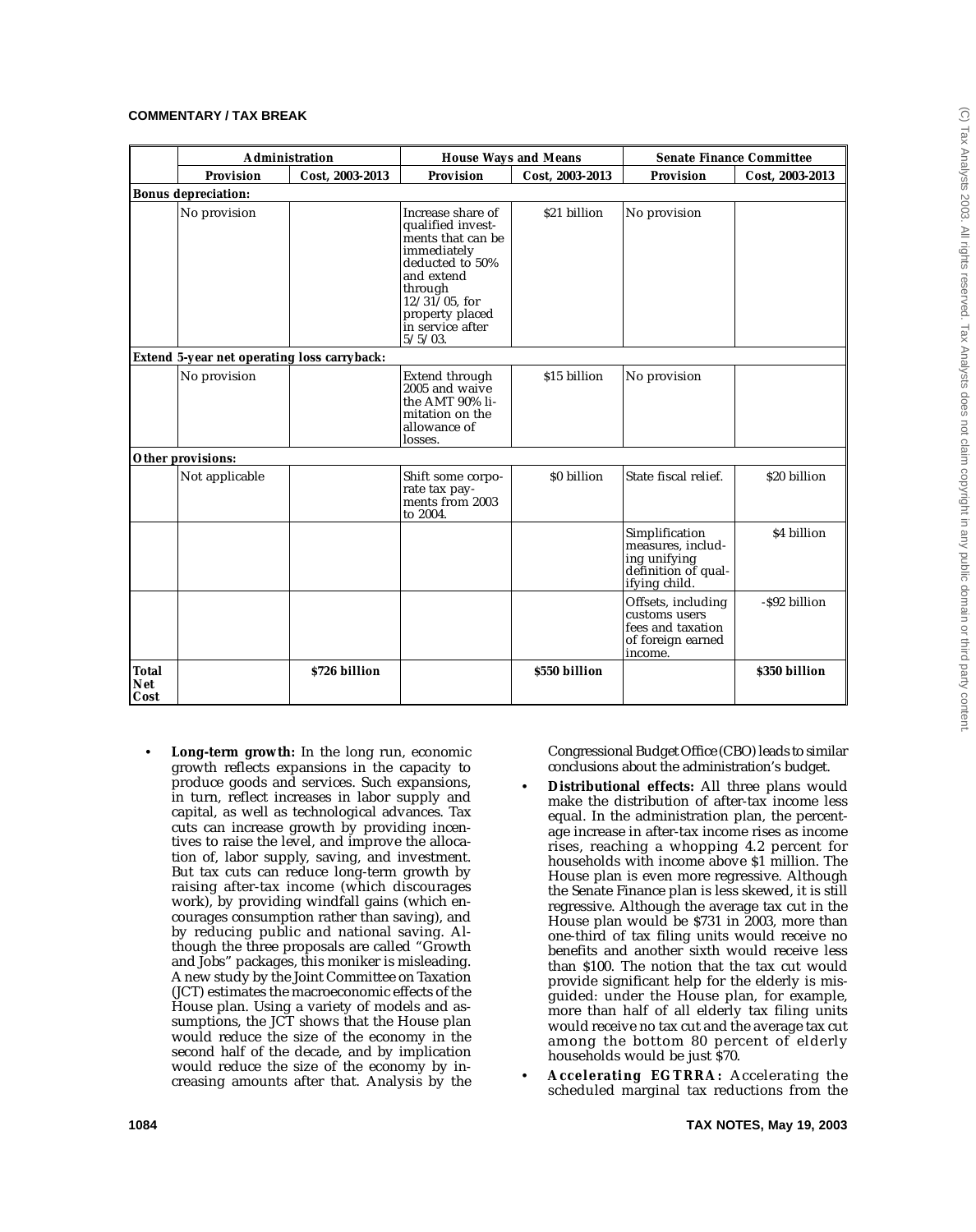| | Administration | | House Ways and Means | | Senate Finance Committee | |
|---|---|---|---|---|---|---|
| | **Provision** | **Cost, 2003-2013** | **Provision** | **Cost, 2003-2013** | **Provision** | **Cost, 2003-2013** |
| **Bonus depreciation:** | | | | | | |
| | No provision | | Increase share of qualified investments that can be immediately deducted to 50% and extend through 12/31/05, for property placed in service after 5/5/03. | $21 billion | No provision | |
| **Extend 5-year net operating loss carryback:** | | | | | | |
| | No provision | | Extend through 2005 and waive the AMT 90% limitation on the allowance of losses. | $15 billion | No provision | |
| **Other provisions:** | | | | | | |
| | Not applicable | | Shift some corporate tax payments from 2003 to 2004. | $0 billion | State fiscal relief. | $20 billion |
| | | | | | Simplification measures, including unifying definition of qualifying child. | $4 billion |
| | | | | | Offsets, including customs users fees and taxation of foreign earned income. | -$92 billion |
| **Total Net Cost** | | **$726 billion** | | **$550 billion** | | **$350 billion** |

- **Long-term growth:** In the long run, economic growth reflects expansions in the capacity to produce goods and services. Such expansions, in turn, reflect increases in labor supply and capital, as well as technological advances. Tax cuts can increase growth by providing incentives to raise the level, and improve the allocation of, labor supply, saving, and investment. But tax cuts can reduce long-term growth by raising after-tax income (which discourages work), by providing windfall gains (which encourages consumption rather than saving), and by reducing public and national saving. Although the three proposals are called "Growth and Jobs" packages, this moniker is misleading. A new study by the Joint Committee on Taxation (JCT) estimates the macroeconomic effects of the House plan. Using a variety of models and assumptions, the JCT shows that the House plan would reduce the size of the economy in the second half of the decade, and by implication would reduce the size of the economy by increasing amounts after that. Analysis by the Congressional Budget Office (CBO) leads to similar conclusions about the administration's budget.
- **Distributional effects:** All three plans would make the distribution of after-tax income less equal. In the administration plan, the percentage increase in after-tax income rises as income rises, reaching a whopping 4.2 percent for households with income above $1 million. The House plan is even more regressive. Although the Senate Finance plan is less skewed, it is still regressive. Although the average tax cut in the House plan would be $731 in 2003, more than one-third of tax filing units would receive no benefits and another sixth would receive less than $100. The notion that the tax cut would provide significant help for the elderly is misguided: under the House plan, for example, more than half of all elderly tax filing units would receive no tax cut and the average tax cut among the bottom 80 percent of elderly households would be just $70.
- **Accelerating EGTRRA:** Accelerating the scheduled marginal tax reductions from the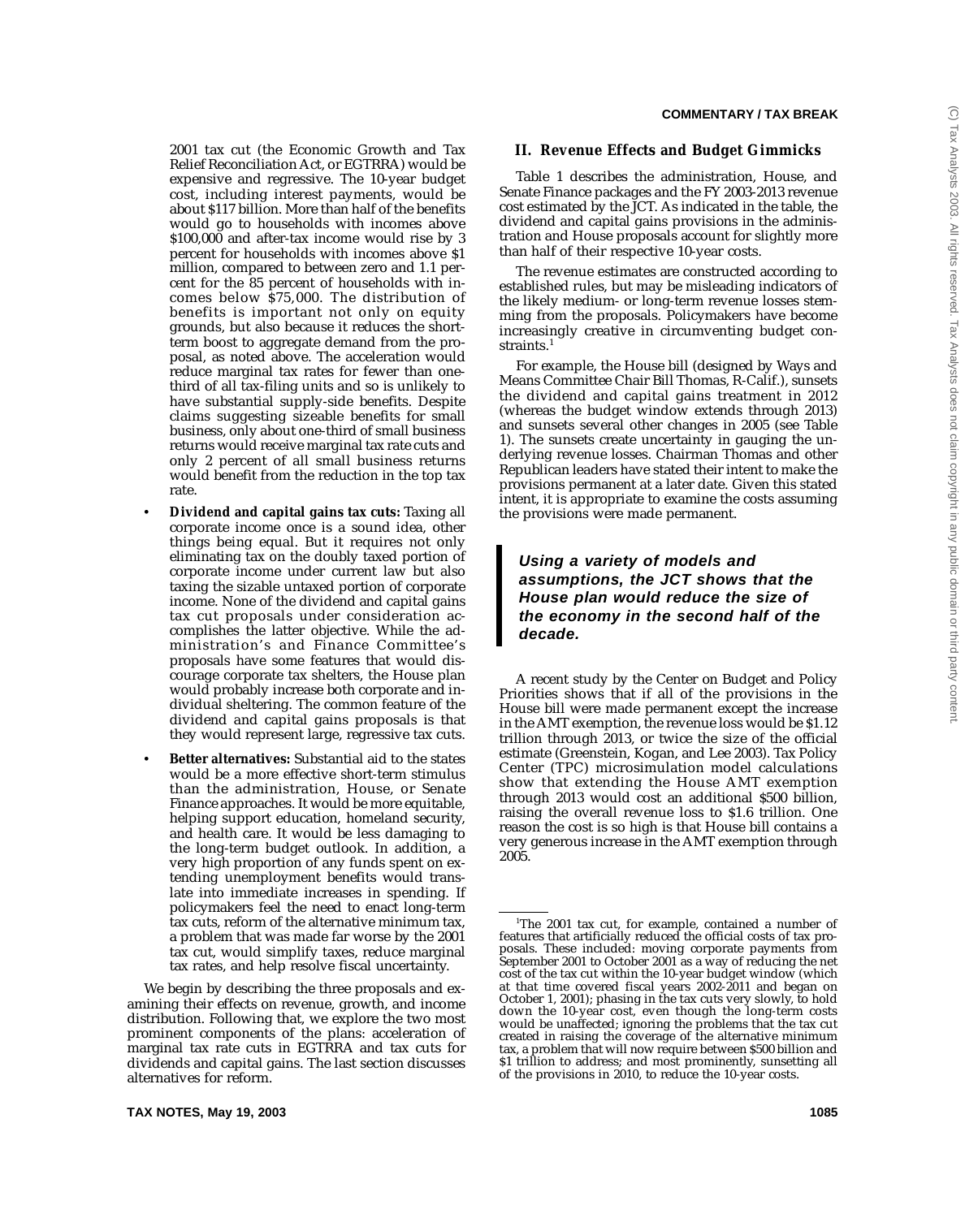2001 tax cut (the Economic Growth and Tax Relief Reconciliation Act, or EGTRRA) would be expensive and regressive. The 10-year budget cost, including interest payments, would be about $117 billion. More than half of the benefits would go to households with incomes above $100,000 and after-tax income would rise by 3 percent for households with incomes above $1 million, compared to between zero and 1.1 percent for the 85 percent of households with incomes below $75,000. The distribution of benefits is important not only on equity grounds, but also because it reduces the short-term boost to aggregate demand from the proposal, as noted above. The acceleration would reduce marginal tax rates for fewer than one-third of all tax-filing units and so is unlikely to have substantial supply-side benefits. Despite claims suggesting sizeable benefits for small business, only about one-third of small business returns would receive marginal tax rate cuts and only 2 percent of all small business returns would benefit from the reduction in the top tax rate.

- **Dividend and capital gains tax cuts:** Taxing all corporate income once is a sound idea, other things being equal. But it requires not only eliminating tax on the doubly taxed portion of corporate income under current law but also taxing the sizable untaxed portion of corporate income. None of the dividend and capital gains tax cut proposals under consideration accomplishes the latter objective. While the administration's and Finance Committee's proposals have some features that would discourage corporate tax shelters, the House plan would probably increase both corporate and individual sheltering. The common feature of the dividend and capital gains proposals is that they would represent large, regressive tax cuts.
- **Better alternatives:** Substantial aid to the states would be a more effective short-term stimulus than the administration, House, or Senate Finance approaches. It would be more equitable, helping support education, homeland security, and health care. It would be less damaging to the long-term budget outlook. In addition, a very high proportion of any funds spent on extending unemployment benefits would translate into immediate increases in spending. If policymakers feel the need to enact long-term tax cuts, reform of the alternative minimum tax, a problem that was made far worse by the 2001 tax cut, would simplify taxes, reduce marginal tax rates, and help resolve fiscal uncertainty.

We begin by describing the three proposals and examining their effects on revenue, growth, and income distribution. Following that, we explore the two most prominent components of the plans: acceleration of marginal tax rate cuts in EGTRRA and tax cuts for dividends and capital gains. The last section discusses alternatives for reform.

## II. Revenue Effects and Budget Gimmicks

Table 1 describes the administration, House, and Senate Finance packages and the FY 2003-2013 revenue cost estimated by the JCT. As indicated in the table, the dividend and capital gains provisions in the administration and House proposals account for slightly more than half of their respective 10-year costs.

The revenue estimates are constructed according to established rules, but may be misleading indicators of the likely medium- or long-term revenue losses stemming from the proposals. Policymakers have become increasingly creative in circumventing budget constraints.[1]

For example, the House bill (designed by Ways and Means Committee Chair Bill Thomas, R-Calif.), sunsets the dividend and capital gains treatment in 2012 (whereas the budget window extends through 2013) and sunsets several other changes in 2005 (see Table 1). The sunsets create uncertainty in gauging the underlying revenue losses. Chairman Thomas and other Republican leaders have stated their intent to make the provisions permanent at a later date. Given this stated intent, it is appropriate to examine the costs assuming the provisions were made permanent.

> ***Using a variety of models and assumptions, the JCT shows that the House plan would reduce the size of the economy in the second half of the decade.***

A recent study by the Center on Budget and Policy Priorities shows that if all of the provisions in the House bill were made permanent except the increase in the AMT exemption, the revenue loss would be $1.12 trillion through 2013, or twice the size of the official estimate (Greenstein, Kogan, and Lee 2003). Tax Policy Center (TPC) microsimulation model calculations show that extending the House AMT exemption through 2013 would cost an additional $500 billion, raising the overall revenue loss to $1.6 trillion. One reason the cost is so high is that House bill contains a very generous increase in the AMT exemption through 2005.

---

[1]The 2001 tax cut, for example, contained a number of features that artificially reduced the official costs of tax proposals. These included: moving corporate payments from September 2001 to October 2001 as a way of reducing the net cost of the tax cut within the 10-year budget window (which at that time covered fiscal years 2002-2011 and began on October 1, 2001); phasing in the tax cuts very slowly, to hold down the 10-year cost, even though the long-term costs would be unaffected; ignoring the problems that the tax cut created in raising the coverage of the alternative minimum tax, a problem that will now require between $500 billion and $1 trillion to address; and most prominently, sunsetting all of the provisions in 2010, to reduce the 10-year costs.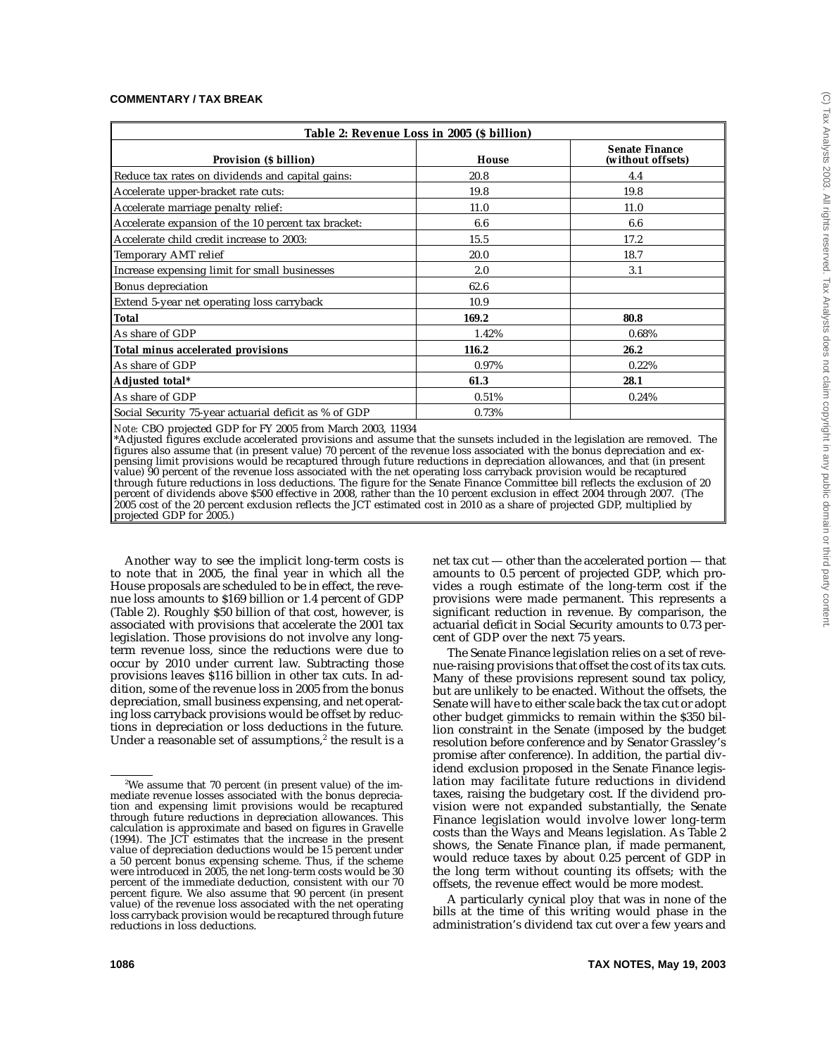**Table 2: Revenue Loss in 2005 ($ billion)**

| Provision ($ billion) | House | Senate Finance (without offsets) |
|---|---|---|
| Reduce tax rates on dividends and capital gains: | 20.8 | 4.4 |
| Accelerate upper-bracket rate cuts: | 19.8 | 19.8 |
| Accelerate marriage penalty relief: | 11.0 | 11.0 |
| Accelerate expansion of the 10 percent tax bracket: | 6.6 | 6.6 |
| Accelerate child credit increase to 2003: | 15.5 | 17.2 |
| Temporary AMT relief | 20.0 | 18.7 |
| Increase expensing limit for small businesses | 2.0 | 3.1 |
| Bonus depreciation | 62.6 | |
| Extend 5-year net operating loss carryback | 10.9 | |
| **Total** | **169.2** | **80.8** |
| As share of GDP | 1.42% | 0.68% |
| **Total minus accelerated provisions** | **116.2** | **26.2** |
| As share of GDP | 0.97% | 0.22% |
| **Adjusted total*** | **61.3** | **28.1** |
| As share of GDP | 0.51% | 0.24% |
| Social Security 75-year actuarial deficit as % of GDP | 0.73% | |

*Note:* CBO projected GDP for FY 2005 from March 2003, 11934
*Adjusted figures exclude accelerated provisions and assume that the sunsets included in the legislation are removed. The figures also assume that (in present value) 70 percent of the revenue loss associated with the bonus depreciation and expensing limit provisions would be recaptured through future reductions in depreciation allowances, and that (in present value) 90 percent of the revenue loss associated with the net operating loss carryback provision would be recaptured through future reductions in loss deductions. The figure for the Senate Finance Committee bill reflects the exclusion of 20 percent of dividends above $500 effective in 2008, rather than the 10 percent exclusion in effect 2004 through 2007. (The 2005 cost of the 20 percent exclusion reflects the JCT estimated cost in 2010 as a share of projected GDP, multiplied by projected GDP for 2005.)

Another way to see the implicit long-term costs is to note that in 2005, the final year in which all the House proposals are scheduled to be in effect, the revenue loss amounts to $169 billion or 1.4 percent of GDP (Table 2). Roughly $50 billion of that cost, however, is associated with provisions that accelerate the 2001 tax legislation. Those provisions do not involve any long-term revenue loss, since the reductions were due to occur by 2010 under current law. Subtracting those provisions leaves $116 billion in other tax cuts. In addition, some of the revenue loss in 2005 from the bonus depreciation, small business expensing, and net operating loss carryback provisions would be offset by reductions in depreciation or loss deductions in the future. Under a reasonable set of assumptions,[2] the result is a net tax cut — other than the accelerated portion — that amounts to 0.5 percent of projected GDP, which provides a rough estimate of the long-term cost if the provisions were made permanent. This represents a significant reduction in revenue. By comparison, the actuarial deficit in Social Security amounts to 0.73 percent of GDP over the next 75 years.

The Senate Finance legislation relies on a set of revenue-raising provisions that offset the cost of its tax cuts. Many of these provisions represent sound tax policy, but are unlikely to be enacted. Without the offsets, the Senate will have to either scale back the tax cut or adopt other budget gimmicks to remain within the $350 billion constraint in the Senate (imposed by the budget resolution before conference and by Senator Grassley's promise after conference). In addition, the partial dividend exclusion proposed in the Senate Finance legislation may facilitate future reductions in dividend taxes, raising the budgetary cost. If the dividend provision were not expanded substantially, the Senate Finance legislation would involve lower long-term costs than the Ways and Means legislation. As Table 2 shows, the Senate Finance plan, if made permanent, would reduce taxes by about 0.25 percent of GDP in the long term without counting its offsets; with the offsets, the revenue effect would be more modest.

A particularly cynical ploy that was in none of the bills at the time of this writing would phase in the administration's dividend tax cut over a few years and

[2]We assume that 70 percent (in present value) of the immediate revenue losses associated with the bonus depreciation and expensing limit provisions would be recaptured through future reductions in depreciation allowances. This calculation is approximate and based on figures in Gravelle (1994). The JCT estimates that the increase in the present value of depreciation deductions would be 15 percent under a 50 percent bonus expensing scheme. Thus, if the scheme were introduced in 2005, the net long-term costs would be 30 percent of the immediate deduction, consistent with our 70 percent figure. We also assume that 90 percent (in present value) of the revenue loss associated with the net operating loss carryback provision would be recaptured through future reductions in loss deductions.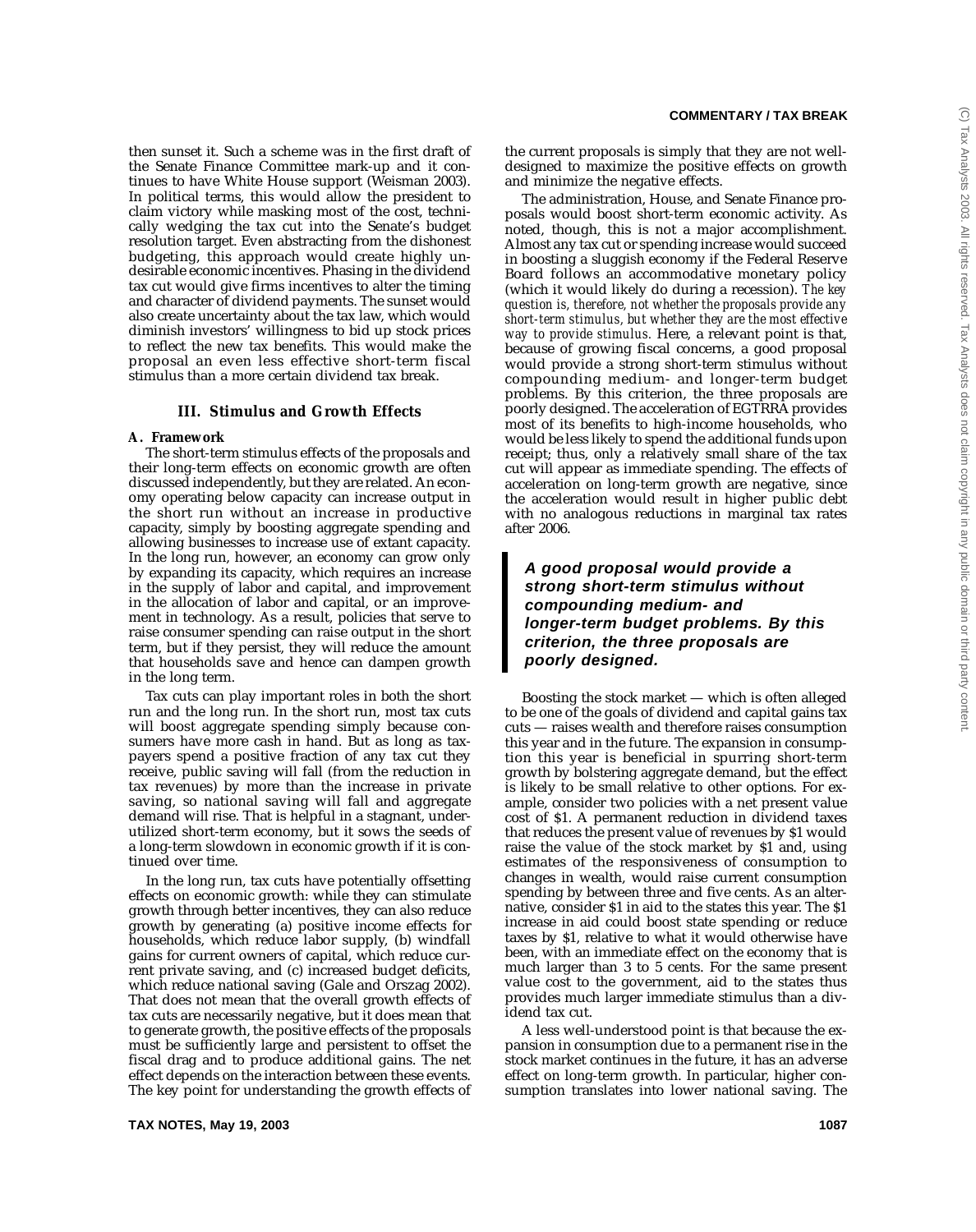then sunset it. Such a scheme was in the first draft of the Senate Finance Committee mark-up and it continues to have White House support (Weisman 2003). In political terms, this would allow the president to claim victory while masking most of the cost, technically wedging the tax cut into the Senate's budget resolution target. Even abstracting from the dishonest budgeting, this approach would create highly undesirable economic incentives. Phasing in the dividend tax cut would give firms incentives to alter the timing and character of dividend payments. The sunset would also create uncertainty about the tax law, which would diminish investors' willingness to bid up stock prices to reflect the new tax benefits. This would make the proposal an even less effective short-term fiscal stimulus than a more certain dividend tax break.

## III. Stimulus and Growth Effects

### A. Framework

The short-term stimulus effects of the proposals and their long-term effects on economic growth are often discussed independently, but they are related. An economy operating below capacity can increase output in the short run without an increase in productive capacity, simply by boosting aggregate spending and allowing businesses to increase use of extant capacity. In the long run, however, an economy can grow only by expanding its capacity, which requires an increase in the supply of labor and capital, and improvement in the allocation of labor and capital, or an improvement in technology. As a result, policies that serve to raise consumer spending can raise output in the short term, but if they persist, they will reduce the amount that households save and hence can dampen growth in the long term.

Tax cuts can play important roles in both the short run and the long run. In the short run, most tax cuts will boost aggregate spending simply because consumers have more cash in hand. But as long as taxpayers spend a positive fraction of any tax cut they receive, public saving will fall (from the reduction in tax revenues) by more than the increase in private saving, so national saving will fall and aggregate demand will rise. That is helpful in a stagnant, underutilized short-term economy, but it sows the seeds of a long-term slowdown in economic growth if it is continued over time.

In the long run, tax cuts have potentially offsetting effects on economic growth: while they can stimulate growth through better incentives, they can also reduce growth by generating (a) positive income effects for households, which reduce labor supply, (b) windfall gains for current owners of capital, which reduce current private saving, and (c) increased budget deficits, which reduce national saving (Gale and Orszag 2002). That does not mean that the overall growth effects of tax cuts are necessarily negative, but it does mean that to generate growth, the positive effects of the proposals must be sufficiently large and persistent to offset the fiscal drag and to produce additional gains. The net effect depends on the interaction between these events. The key point for understanding the growth effects of the current proposals is simply that they are not well-designed to maximize the positive effects on growth and minimize the negative effects.

The administration, House, and Senate Finance proposals would boost short-term economic activity. As noted, though, this is not a major accomplishment. Almost any tax cut or spending increase would succeed in boosting a sluggish economy if the Federal Reserve Board follows an accommodative monetary policy (which it would likely do during a recession). *The key question is, therefore, not whether the proposals provide any short-term stimulus, but whether they are the most effective way to provide stimulus.* Here, a relevant point is that, because of growing fiscal concerns, a good proposal would provide a strong short-term stimulus without compounding medium- and longer-term budget problems. By this criterion, the three proposals are poorly designed. The acceleration of EGTRRA provides most of its benefits to high-income households, who would be less likely to spend the additional funds upon receipt; thus, only a relatively small share of the tax cut will appear as immediate spending. The effects of acceleration on long-term growth are negative, since the acceleration would result in higher public debt with no analogous reductions in marginal tax rates after 2006.

> ***A good proposal would provide a strong short-term stimulus without compounding medium- and longer-term budget problems. By this criterion, the three proposals are poorly designed.***

Boosting the stock market — which is often alleged to be one of the goals of dividend and capital gains tax cuts — raises wealth and therefore raises consumption this year and in the future. The expansion in consumption this year is beneficial in spurring short-term growth by bolstering aggregate demand, but the effect is likely to be small relative to other options. For example, consider two policies with a net present value cost of $1. A permanent reduction in dividend taxes that reduces the present value of revenues by $1 would raise the value of the stock market by $1 and, using estimates of the responsiveness of consumption to changes in wealth, would raise current consumption spending by between three and five cents. As an alternative, consider $1 in aid to the states this year. The $1 increase in aid could boost state spending or reduce taxes by $1, relative to what it would otherwise have been, with an immediate effect on the economy that is much larger than 3 to 5 cents. For the same present value cost to the government, aid to the states thus provides much larger immediate stimulus than a dividend tax cut.

A less well-understood point is that because the expansion in consumption due to a permanent rise in the stock market continues in the future, it has an adverse effect on long-term growth. In particular, higher consumption translates into lower national saving. The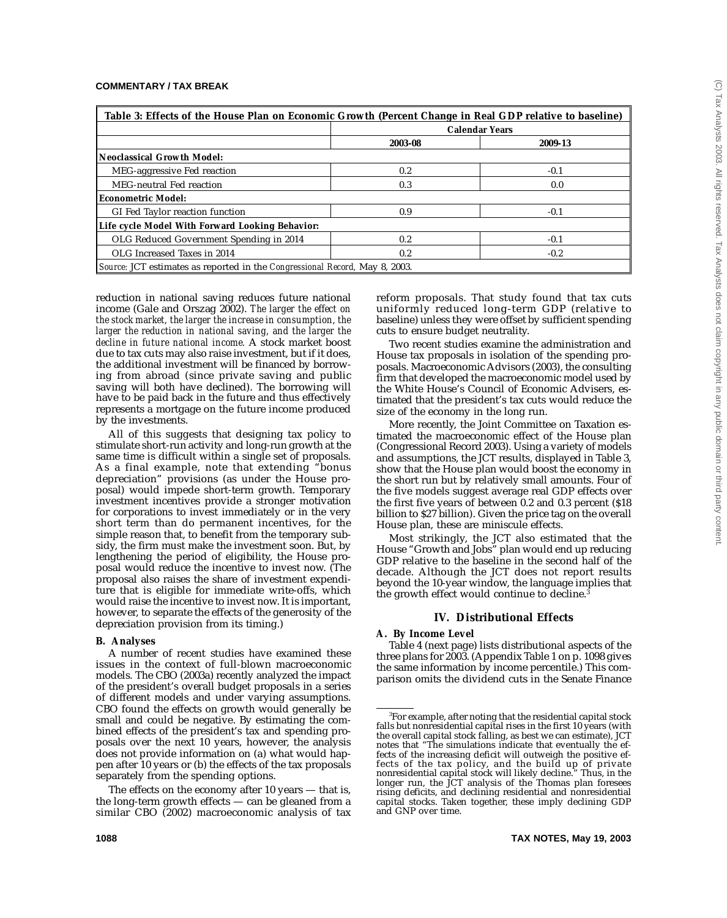| Table 3: Effects of the House Plan on Economic Growth (Percent Change in Real GDP relative to baseline) | | |
|---|---|---|
| | Calendar Years | |
| | 2003-08 | 2009-13 |
| **Neoclassical Growth Model:** | | |
| MEG-aggressive Fed reaction | 0.2 | -0.1 |
| MEG-neutral Fed reaction | 0.3 | 0.0 |
| **Econometric Model:** | | |
| GI Fed Taylor reaction function | 0.9 | -0.1 |
| **Life cycle Model With Forward Looking Behavior:** | | |
| OLG Reduced Government Spending in 2014 | 0.2 | -0.1 |
| OLG Increased Taxes in 2014 | 0.2 | -0.2 |
| *Source:* JCT estimates as reported in the *Congressional Record,* May 8, 2003. | | |

reduction in national saving reduces future national income (Gale and Orszag 2002). *The larger the effect on the stock market, the larger the increase in consumption, the larger the reduction in national saving, and the larger the decline in future national income.* A stock market boost due to tax cuts may also raise investment, but if it does, the additional investment will be financed by borrowing from abroad (since private saving and public saving will both have declined). The borrowing will have to be paid back in the future and thus effectively represents a mortgage on the future income produced by the investments.

All of this suggests that designing tax policy to stimulate short-run activity and long-run growth at the same time is difficult within a single set of proposals. As a final example, note that extending "bonus depreciation" provisions (as under the House proposal) would impede short-term growth. Temporary investment incentives provide a stronger motivation for corporations to invest immediately or in the very short term than do permanent incentives, for the simple reason that, to benefit from the temporary subsidy, the firm must make the investment soon. But, by lengthening the period of eligibility, the House proposal would reduce the incentive to invest now. (The proposal also raises the share of investment expenditure that is eligible for immediate write-offs, which would raise the incentive to invest now. It is important, however, to separate the effects of the generosity of the depreciation provision from its timing.)

### B. Analyses

A number of recent studies have examined these issues in the context of full-blown macroeconomic models. The CBO (2003a) recently analyzed the impact of the president's overall budget proposals in a series of different models and under varying assumptions. CBO found the effects on growth would generally be small and could be negative. By estimating the combined effects of the president's tax and spending proposals over the next 10 years, however, the analysis does not provide information on (a) what would happen after 10 years or (b) the effects of the tax proposals separately from the spending options.

The effects on the economy after 10 years — that is, the long-term growth effects — can be gleaned from a similar CBO (2002) macroeconomic analysis of tax reform proposals. That study found that tax cuts uniformly reduced long-term GDP (relative to baseline) unless they were offset by sufficient spending cuts to ensure budget neutrality.

Two recent studies examine the administration and House tax proposals in isolation of the spending proposals. Macroeconomic Advisors (2003), the consulting firm that developed the macroeconomic model used by the White House's Council of Economic Advisers, estimated that the president's tax cuts would reduce the size of the economy in the long run.

More recently, the Joint Committee on Taxation estimated the macroeconomic effect of the House plan (Congressional Record 2003). Using a variety of models and assumptions, the JCT results, displayed in Table 3, show that the House plan would boost the economy in the short run but by relatively small amounts. Four of the five models suggest average real GDP effects over the first five years of between 0.2 and 0.3 percent ($18 billion to $27 billion). Given the price tag on the overall House plan, these are miniscule effects.

Most strikingly, the JCT also estimated that the House "Growth and Jobs" plan would end up reducing GDP relative to the baseline in the second half of the decade. Although the JCT does not report results beyond the 10-year window, the language implies that the growth effect would continue to decline.[3]

## IV. Distributional Effects

### A. By Income Level

Table 4 (next page) lists distributional aspects of the three plans for 2003. (Appendix Table 1 on p. 1098 gives the same information by income percentile.) This comparison omits the dividend cuts in the Senate Finance

[3]For example, after noting that the residential capital stock falls but nonresidential capital rises in the first 10 years (with the overall capital stock falling, as best we can estimate), JCT notes that "The simulations indicate that eventually the effects of the increasing deficit will outweigh the positive effects of the tax policy, and the build up of private nonresidential capital stock will likely decline." Thus, in the longer run, the JCT analysis of the Thomas plan foresees rising deficits, and declining residential and nonresidential capital stocks. Taken together, these imply declining GDP and GNP over time.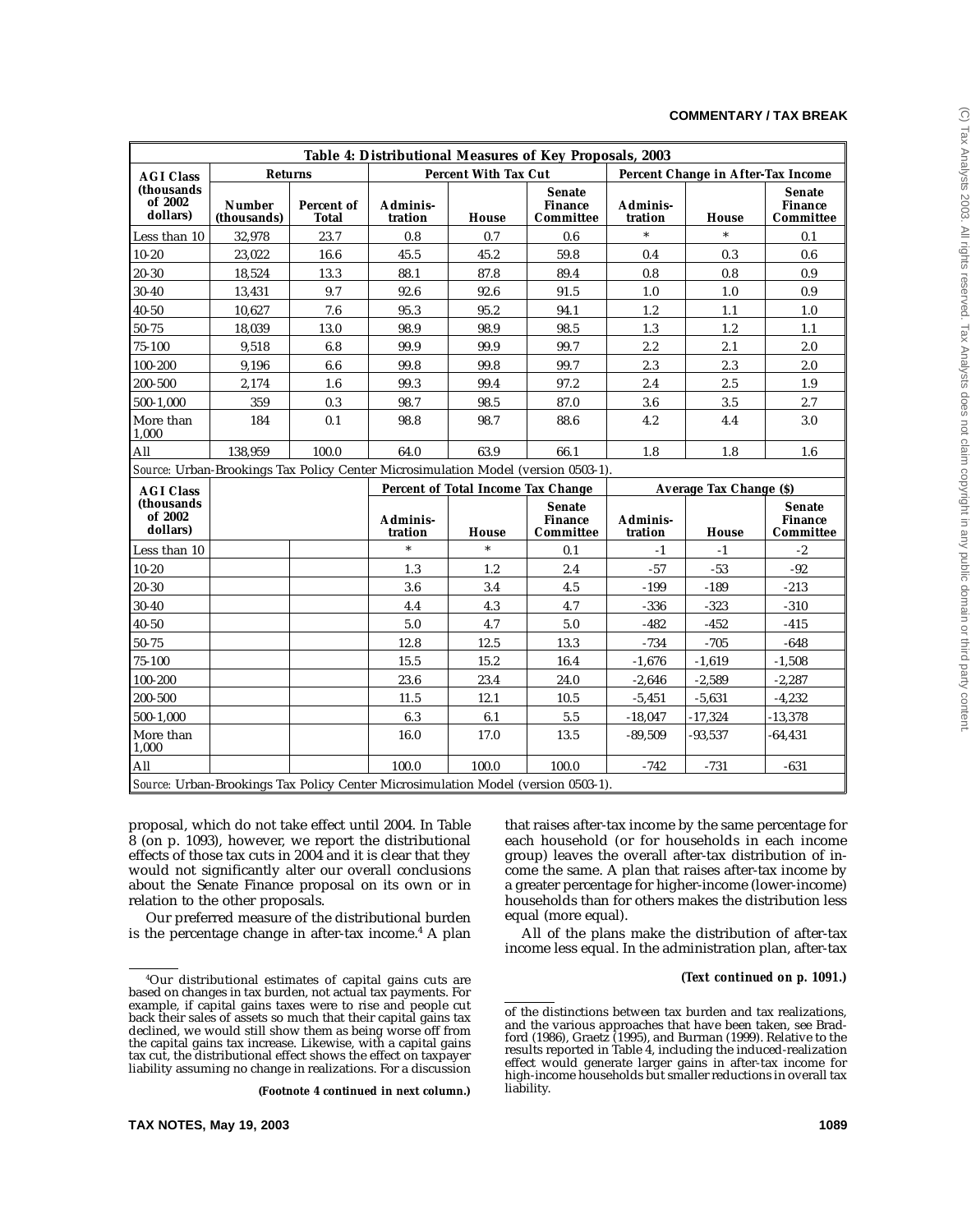**Table 4: Distributional Measures of Key Proposals, 2003**

| AGI Class (thousands of 2002 dollars) | Returns | | Percent With Tax Cut | | | Percent Change in After-Tax Income | | |
|---|---|---|---|---|---|---|---|---|
| | Number (thousands) | Percent of Total | Administration | House | Senate Finance Committee | Administration | House | Senate Finance Committee |
| Less than 10 | 32,978 | 23.7 | 0.8 | 0.7 | 0.6 | * | * | 0.1 |
| 10-20 | 23,022 | 16.6 | 45.5 | 45.2 | 59.8 | 0.4 | 0.3 | 0.6 |
| 20-30 | 18,524 | 13.3 | 88.1 | 87.8 | 89.4 | 0.8 | 0.8 | 0.9 |
| 30-40 | 13,431 | 9.7 | 92.6 | 92.6 | 91.5 | 1.0 | 1.0 | 0.9 |
| 40-50 | 10,627 | 7.6 | 95.3 | 95.2 | 94.1 | 1.2 | 1.1 | 1.0 |
| 50-75 | 18,039 | 13.0 | 98.9 | 98.9 | 98.5 | 1.3 | 1.2 | 1.1 |
| 75-100 | 9,518 | 6.8 | 99.9 | 99.9 | 99.7 | 2.2 | 2.1 | 2.0 |
| 100-200 | 9,196 | 6.6 | 99.8 | 99.8 | 99.7 | 2.3 | 2.3 | 2.0 |
| 200-500 | 2,174 | 1.6 | 99.3 | 99.4 | 97.2 | 2.4 | 2.5 | 1.9 |
| 500-1,000 | 359 | 0.3 | 98.7 | 98.5 | 87.0 | 3.6 | 3.5 | 2.7 |
| More than 1,000 | 184 | 0.1 | 98.8 | 98.7 | 88.6 | 4.2 | 4.4 | 3.0 |
| All | 138,959 | 100.0 | 64.0 | 63.9 | 66.1 | 1.8 | 1.8 | 1.6 |

*Source:* Urban-Brookings Tax Policy Center Microsimulation Model (version 0503-1).

| AGI Class (thousands of 2002 dollars) | | | Percent of Total Income Tax Change | | | Average Tax Change ($) | | |
|---|---|---|---|---|---|---|---|---|
| | | | Administration | House | Senate Finance Committee | Administration | House | Senate Finance Committee |
| Less than 10 | | | * | * | 0.1 | -1 | -1 | -2 |
| 10-20 | | | 1.3 | 1.2 | 2.4 | -57 | -53 | -92 |
| 20-30 | | | 3.6 | 3.4 | 4.5 | -199 | -189 | -213 |
| 30-40 | | | 4.4 | 4.3 | 4.7 | -336 | -323 | -310 |
| 40-50 | | | 5.0 | 4.7 | 5.0 | -482 | -452 | -415 |
| 50-75 | | | 12.8 | 12.5 | 13.3 | -734 | -705 | -648 |
| 75-100 | | | 15.5 | 15.2 | 16.4 | -1,676 | -1,619 | -1,508 |
| 100-200 | | | 23.6 | 23.4 | 24.0 | -2,646 | -2,589 | -2,287 |
| 200-500 | | | 11.5 | 12.1 | 10.5 | -5,451 | -5,631 | -4,232 |
| 500-1,000 | | | 6.3 | 6.1 | 5.5 | -18,047 | -17,324 | -13,378 |
| More than 1,000 | | | 16.0 | 17.0 | 13.5 | -89,509 | -93,537 | -64,431 |
| All | | | 100.0 | 100.0 | 100.0 | -742 | -731 | -631 |

*Source:* Urban-Brookings Tax Policy Center Microsimulation Model (version 0503-1).

proposal, which do not take effect until 2004. In Table 8 (on p. 1093), however, we report the distributional effects of those tax cuts in 2004 and it is clear that they would not significantly alter our overall conclusions about the Senate Finance proposal on its own or in relation to the other proposals.

Our preferred measure of the distributional burden is the percentage change in after-tax income.[4] A plan that raises after-tax income by the same percentage for each household (or for households in each income group) leaves the overall after-tax distribution of income the same. A plan that raises after-tax income by a greater percentage for higher-income (lower-income) households than for others makes the distribution less equal (more equal).

All of the plans make the distribution of after-tax income less equal. In the administration plan, after-tax

***(Text continued on p. 1091.)***

[4]Our distributional estimates of capital gains cuts are based on changes in tax burden, not actual tax payments. For example, if capital gains taxes were to rise and people cut back their sales of assets so much that their capital gains tax declined, we would still show them as being worse off from the capital gains tax increase. Likewise, with a capital gains tax cut, the distributional effect shows the effect on taxpayer liability assuming no change in realizations. For a discussion of the distinctions between tax burden and tax realizations, and the various approaches that have been taken, see Bradford (1986), Graetz (1995), and Burman (1999). Relative to the results reported in Table 4, including the induced-realization effect would generate larger gains in after-tax income for high-income households but smaller reductions in overall tax liability.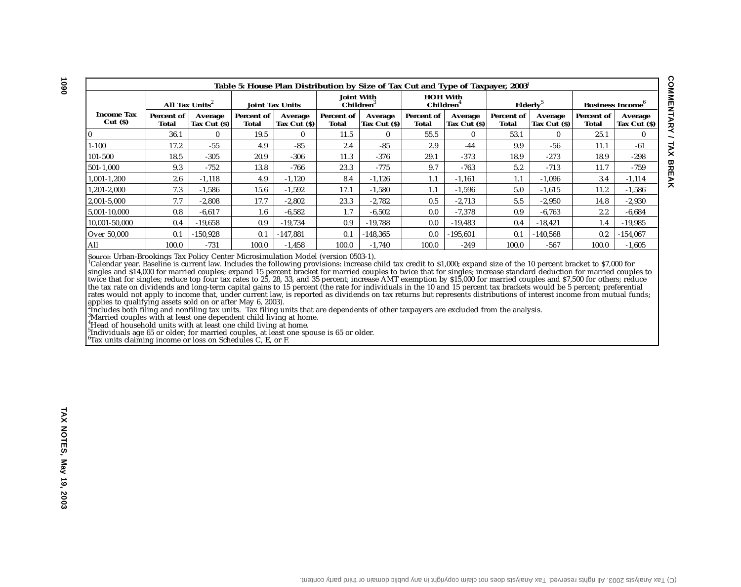**Table 5: House Plan Distribution by Size of Tax Cut and Type of Taxpayer, 2003[1]**

| Income Tax Cut ($) | All Tax Units[2] | | Joint Tax Units | | Joint With Children[3] | | HOH With Children[4] | | Elderly[5] | | Business Income[6] | |
|---|---|---|---|---|---|---|---|---|---|---|---|---|
| | Percent of Total | Average Tax Cut ($) | Percent of Total | Average Tax Cut ($) | Percent of Total | Average Tax Cut ($) | Percent of Total | Average Tax Cut ($) | Percent of Total | Average Tax Cut ($) | Percent of Total | Average Tax Cut ($) |
| 0 | 36.1 | 0 | 19.5 | 0 | 11.5 | 0 | 55.5 | 0 | 53.1 | 0 | 25.1 | 0 |
| 1-100 | 17.2 | -55 | 4.9 | -85 | 2.4 | -85 | 2.9 | -44 | 9.9 | -56 | 11.1 | -61 |
| 101-500 | 18.5 | -305 | 20.9 | -306 | 11.3 | -376 | 29.1 | -373 | 18.9 | -273 | 18.9 | -298 |
| 501-1,000 | 9.3 | -752 | 13.8 | -766 | 23.3 | -775 | 9.7 | -763 | 5.2 | -713 | 11.7 | -759 |
| 1,001-1,200 | 2.6 | -1,118 | 4.9 | -1,120 | 8.4 | -1,126 | 1.1 | -1,161 | 1.1 | -1,096 | 3.4 | -1,114 |
| 1,201-2,000 | 7.3 | -1,586 | 15.6 | -1,592 | 17.1 | -1,580 | 1.1 | -1,596 | 5.0 | -1,615 | 11.2 | -1,586 |
| 2,001-5,000 | 7.7 | -2,808 | 17.7 | -2,802 | 23.3 | -2,782 | 0.5 | -2,713 | 5.5 | -2,950 | 14.8 | -2,930 |
| 5,001-10,000 | 0.8 | -6,617 | 1.6 | -6,582 | 1.7 | -6,502 | 0.0 | -7,378 | 0.9 | -6,763 | 2.2 | -6,684 |
| 10,001-50,000 | 0.4 | -19,658 | 0.9 | -19,734 | 0.9 | -19,788 | 0.0 | -19,483 | 0.4 | -18,421 | 1.4 | -19,985 |
| Over 50,000 | 0.1 | -150,928 | 0.1 | -147,881 | 0.1 | -148,365 | 0.0 | -195,601 | 0.1 | -140,568 | 0.2 | -154,067 |
| All | 100.0 | -731 | 100.0 | -1,458 | 100.0 | -1,740 | 100.0 | -249 | 100.0 | -567 | 100.0 | -1,605 |

Source: Urban-Brookings Tax Policy Center Microsimulation Model (version 0503-1).

[1]Calendar year. Baseline is current law. Includes the following provisions: increase child tax credit to $1,000; expand size of the 10 percent bracket to $7,000 for singles and $14,000 for married couples; expand 15 percent bracket for married couples to twice that for singles; increase standard deduction for married couples to twice that for singles; reduce top four tax rates to 25, 28, 33, and 35 percent; increase AMT exemption by $15,000 for married couples and $7,500 for others; reduce the tax rate on dividends and long-term capital gains to 15 percent (the rate for individuals in the 10 and 15 percent tax brackets would be 5 percent; preferential rates would not apply to income that, under current law, is reported as dividends on tax returns but represents distributions of interest income from mutual funds; applies to qualifying assets sold on or after May 6, 2003).

[2]Includes both filing and nonfiling tax units. Tax filing units that are dependents of other taxpayers are excluded from the analysis.

[3]Married couples with at least one dependent child living at home.

[4]Head of household units with at least one child living at home.

[5]Individuals age 65 or older; for married couples, at least one spouse is 65 or older.

[6]Tax units claiming income or loss on Schedules C, E, or F.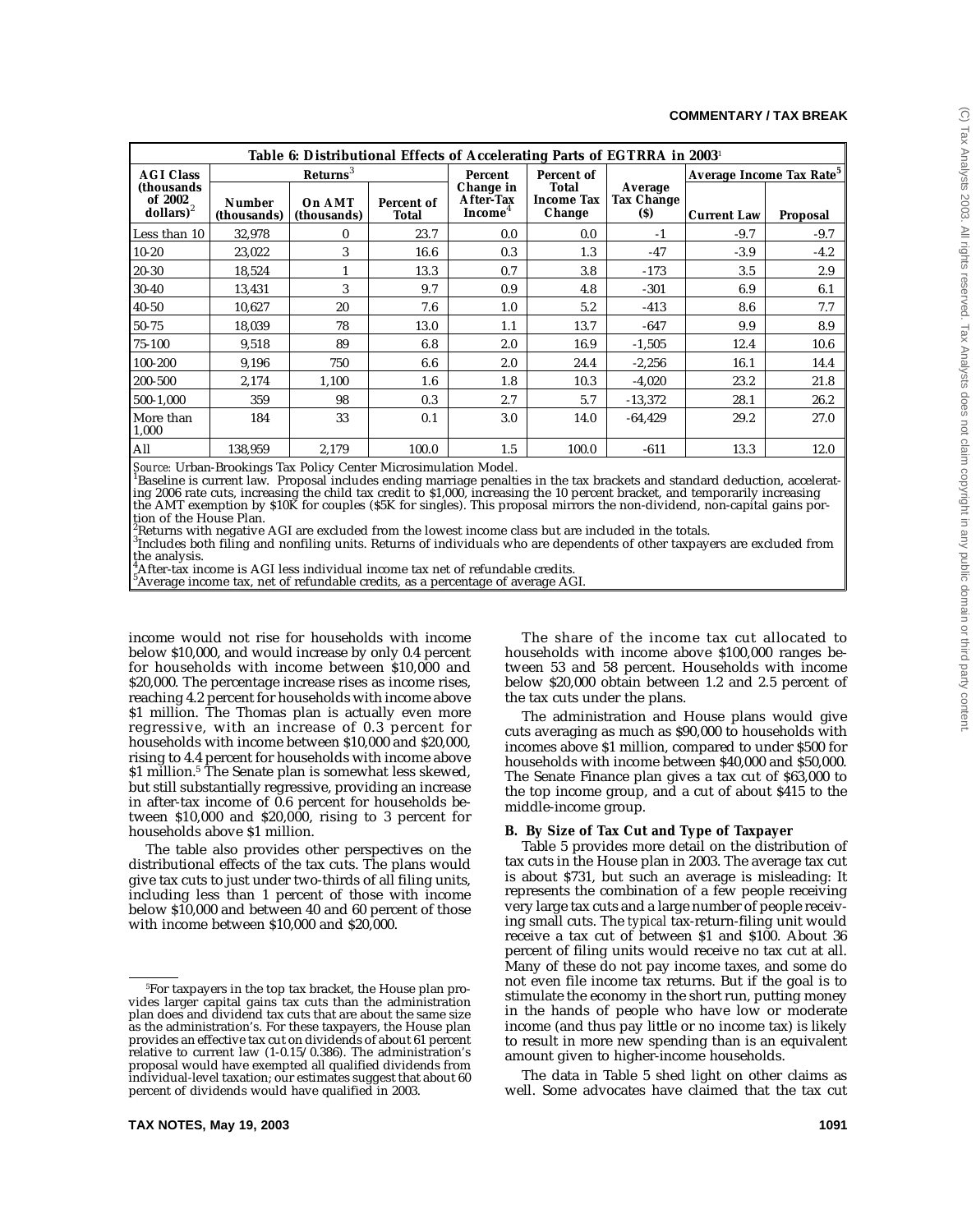| Table 6: Distributional Effects of Accelerating Parts of EGTRRA in 2003[1] | | | | | | | | |
|---|---|---|---|---|---|---|---|---|
| AGI Class (thousands of 2002 dollars)[2] | Returns[3] | | | Percent Change in After-Tax Income[4] | Percent of Total Income Tax Change | Average Tax Change ($) | Average Income Tax Rate[5] | |
| | Number (thousands) | On AMT (thousands) | Percent of Total | | | | Current Law | Proposal |
| Less than 10 | 32,978 | 0 | 23.7 | 0.0 | 0.0 | -1 | -9.7 | -9.7 |
| 10-20 | 23,022 | 3 | 16.6 | 0.3 | 1.3 | -47 | -3.9 | -4.2 |
| 20-30 | 18,524 | 1 | 13.3 | 0.7 | 3.8 | -173 | 3.5 | 2.9 |
| 30-40 | 13,431 | 3 | 9.7 | 0.9 | 4.8 | -301 | 6.9 | 6.1 |
| 40-50 | 10,627 | 20 | 7.6 | 1.0 | 5.2 | -413 | 8.6 | 7.7 |
| 50-75 | 18,039 | 78 | 13.0 | 1.1 | 13.7 | -647 | 9.9 | 8.9 |
| 75-100 | 9,518 | 89 | 6.8 | 2.0 | 16.9 | -1,505 | 12.4 | 10.6 |
| 100-200 | 9,196 | 750 | 6.6 | 2.0 | 24.4 | -2,256 | 16.1 | 14.4 |
| 200-500 | 2,174 | 1,100 | 1.6 | 1.8 | 10.3 | -4,020 | 23.2 | 21.8 |
| 500-1,000 | 359 | 98 | 0.3 | 2.7 | 5.7 | -13,372 | 28.1 | 26.2 |
| More than 1,000 | 184 | 33 | 0.1 | 3.0 | 14.0 | -64,429 | 29.2 | 27.0 |
| All | 138,959 | 2,179 | 100.0 | 1.5 | 100.0 | -611 | 13.3 | 12.0 |

*Source:* Urban-Brookings Tax Policy Center Microsimulation Model.
[1]Baseline is current law. Proposal includes ending marriage penalties in the tax brackets and standard deduction, accelerating 2006 rate cuts, increasing the child tax credit to $1,000, increasing the 10 percent bracket, and temporarily increasing the AMT exemption by $10K for couples ($5K for singles). This proposal mirrors the non-dividend, non-capital gains portion of the House Plan.
[2]Returns with negative AGI are excluded from the lowest income class but are included in the totals.
[3]Includes both filing and nonfiling units. Returns of individuals who are dependents of other taxpayers are excluded from the analysis.
[4]After-tax income is AGI less individual income tax net of refundable credits.
[5]Average income tax, net of refundable credits, as a percentage of average AGI.

income would not rise for households with income below $10,000, and would increase by only 0.4 percent for households with income between $10,000 and $20,000. The percentage increase rises as income rises, reaching 4.2 percent for households with income above $1 million. The Thomas plan is actually even more regressive, with an increase of 0.3 percent for households with income between $10,000 and $20,000, rising to 4.4 percent for households with income above $1 million.[5] The Senate plan is somewhat less skewed, but still substantially regressive, providing an increase in after-tax income of 0.6 percent for households between $10,000 and $20,000, rising to 3 percent for households above $1 million.

The table also provides other perspectives on the distributional effects of the tax cuts. The plans would give tax cuts to just under two-thirds of all filing units, including less than 1 percent of those with income below $10,000 and between 40 and 60 percent of those with income between $10,000 and $20,000.

The share of the income tax cut allocated to households with income above $100,000 ranges between 53 and 58 percent. Households with income below $20,000 obtain between 1.2 and 2.5 percent of the tax cuts under the plans.

The administration and House plans would give cuts averaging as much as $90,000 to households with incomes above $1 million, compared to under $500 for households with income between $40,000 and $50,000. The Senate Finance plan gives a tax cut of $63,000 to the top income group, and a cut of about $415 to the middle-income group.

### B. By Size of Tax Cut and Type of Taxpayer

Table 5 provides more detail on the distribution of tax cuts in the House plan in 2003. The average tax cut is about $731, but such an average is misleading: It represents the combination of a few people receiving very large tax cuts and a large number of people receiving small cuts. The *typical* tax-return-filing unit would receive a tax cut of between $1 and $100. About 36 percent of filing units would receive no tax cut at all. Many of these do not pay income taxes, and some do not even file income tax returns. But if the goal is to stimulate the economy in the short run, putting money in the hands of people who have low or moderate income (and thus pay little or no income tax) is likely to result in more new spending than is an equivalent amount given to higher-income households.

The data in Table 5 shed light on other claims as well. Some advocates have claimed that the tax cut

[5]For taxpayers in the top tax bracket, the House plan provides larger capital gains tax cuts than the administration plan does and dividend tax cuts that are about the same size as the administration's. For these taxpayers, the House plan provides an effective tax cut on dividends of about 61 percent relative to current law (1-0.15/0.386). The administration's proposal would have exempted all qualified dividends from individual-level taxation; our estimates suggest that about 60 percent of dividends would have qualified in 2003.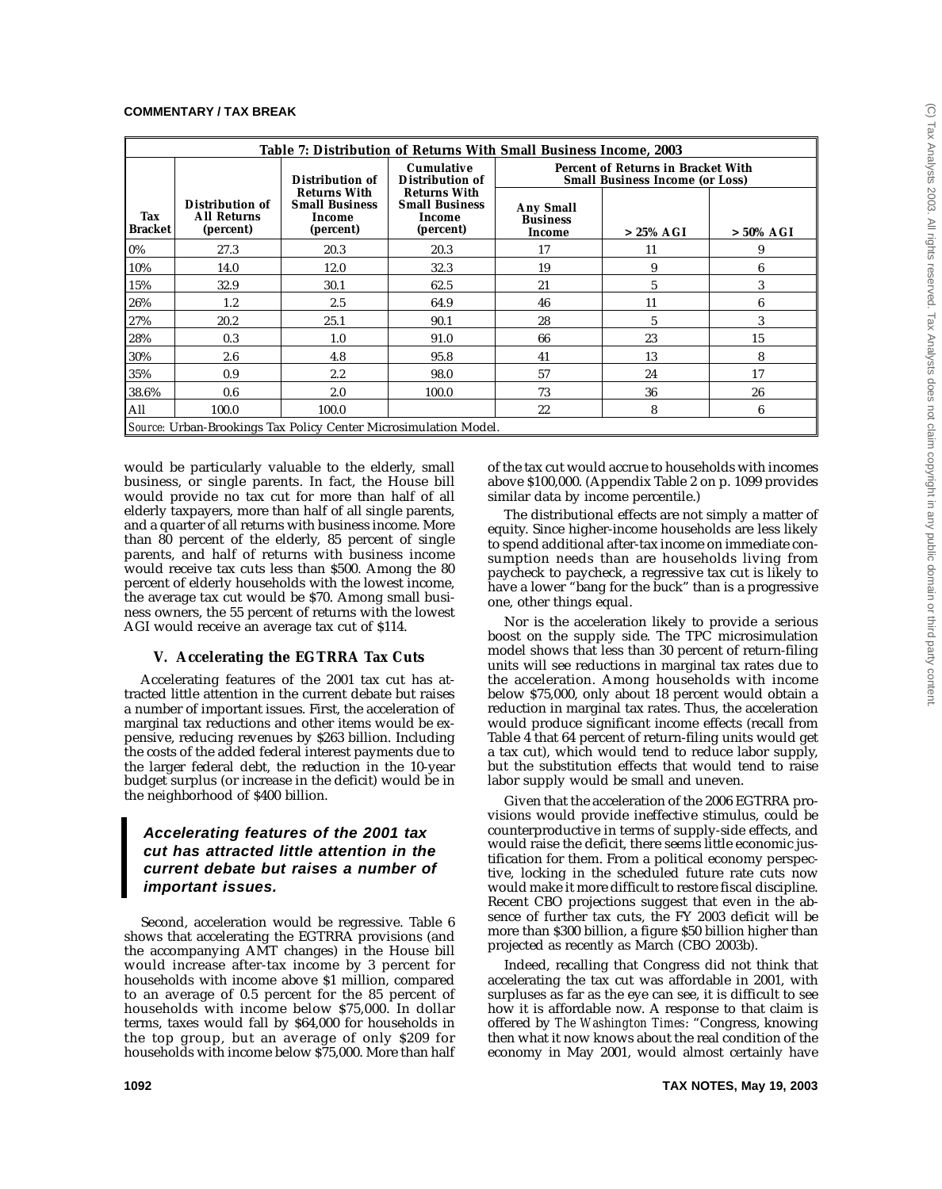**Table 7: Distribution of Returns With Small Business Income, 2003**

| Tax Bracket | Distribution of All Returns (percent) | Distribution of Returns With Small Business Income (percent) | Cumulative Distribution of Returns With Small Business Income (percent) | Percent of Returns in Bracket With Small Business Income (or Loss) | | |
|---|---|---|---|---|---|---|
| | | | | Any Small Business Income | > 25% AGI | > 50% AGI |
| 0% | 27.3 | 20.3 | 20.3 | 17 | 11 | 9 |
| 10% | 14.0 | 12.0 | 32.3 | 19 | 9 | 6 |
| 15% | 32.9 | 30.1 | 62.5 | 21 | 5 | 3 |
| 26% | 1.2 | 2.5 | 64.9 | 46 | 11 | 6 |
| 27% | 20.2 | 25.1 | 90.1 | 28 | 5 | 3 |
| 28% | 0.3 | 1.0 | 91.0 | 66 | 23 | 15 |
| 30% | 2.6 | 4.8 | 95.8 | 41 | 13 | 8 |
| 35% | 0.9 | 2.2 | 98.0 | 57 | 24 | 17 |
| 38.6% | 0.6 | 2.0 | 100.0 | 73 | 36 | 26 |
| All | 100.0 | 100.0 | | 22 | 8 | 6 |

*Source:* Urban-Brookings Tax Policy Center Microsimulation Model.

would be particularly valuable to the elderly, small business, or single parents. In fact, the House bill would provide no tax cut for more than half of all elderly taxpayers, more than half of all single parents, and a quarter of all returns with business income. More than 80 percent of the elderly, 85 percent of single parents, and half of returns with business income would receive tax cuts less than $500. Among the 80 percent of elderly households with the lowest income, the average tax cut would be $70. Among small business owners, the 55 percent of returns with the lowest AGI would receive an average tax cut of $114.

### V. Accelerating the EGTRRA Tax Cuts

Accelerating features of the 2001 tax cut has attracted little attention in the current debate but raises a number of important issues. First, the acceleration of marginal tax reductions and other items would be expensive, reducing revenues by $263 billion. Including the costs of the added federal interest payments due to the larger federal debt, the reduction in the 10-year budget surplus (or increase in the deficit) would be in the neighborhood of $400 billion.

> ***Accelerating features of the 2001 tax cut has attracted little attention in the current debate but raises a number of important issues.***

Second, acceleration would be regressive. Table 6 shows that accelerating the EGTRRA provisions (and the accompanying AMT changes) in the House bill would increase after-tax income by 3 percent for households with income above $1 million, compared to an average of 0.5 percent for the 85 percent of households with income below $75,000. In dollar terms, taxes would fall by $64,000 for households in the top group, but an average of only $209 for households with income below $75,000. More than half of the tax cut would accrue to households with incomes above $100,000. (Appendix Table 2 on p. 1099 provides similar data by income percentile.)

The distributional effects are not simply a matter of equity. Since higher-income households are less likely to spend additional after-tax income on immediate consumption needs than are households living from paycheck to paycheck, a regressive tax cut is likely to have a lower "bang for the buck" than is a progressive one, other things equal.

Nor is the acceleration likely to provide a serious boost on the supply side. The TPC microsimulation model shows that less than 30 percent of return-filing units will see reductions in marginal tax rates due to the acceleration. Among households with income below $75,000, only about 18 percent would obtain a reduction in marginal tax rates. Thus, the acceleration would produce significant income effects (recall from Table 4 that 64 percent of return-filing units would get a tax cut), which would tend to reduce labor supply, but the substitution effects that would tend to raise labor supply would be small and uneven.

Given that the acceleration of the 2006 EGTRRA provisions would provide ineffective stimulus, could be counterproductive in terms of supply-side effects, and would raise the deficit, there seems little economic justification for them. From a political economy perspective, locking in the scheduled future rate cuts now would make it more difficult to restore fiscal discipline. Recent CBO projections suggest that even in the absence of further tax cuts, the FY 2003 deficit will be more than $300 billion, a figure $50 billion higher than projected as recently as March (CBO 2003b).

Indeed, recalling that Congress did not think that accelerating the tax cut was affordable in 2001, with surpluses as far as the eye can see, it is difficult to see how it is affordable now. A response to that claim is offered by *The Washington Times*: "Congress, knowing then what it now knows about the real condition of the economy in May 2001, would almost certainly have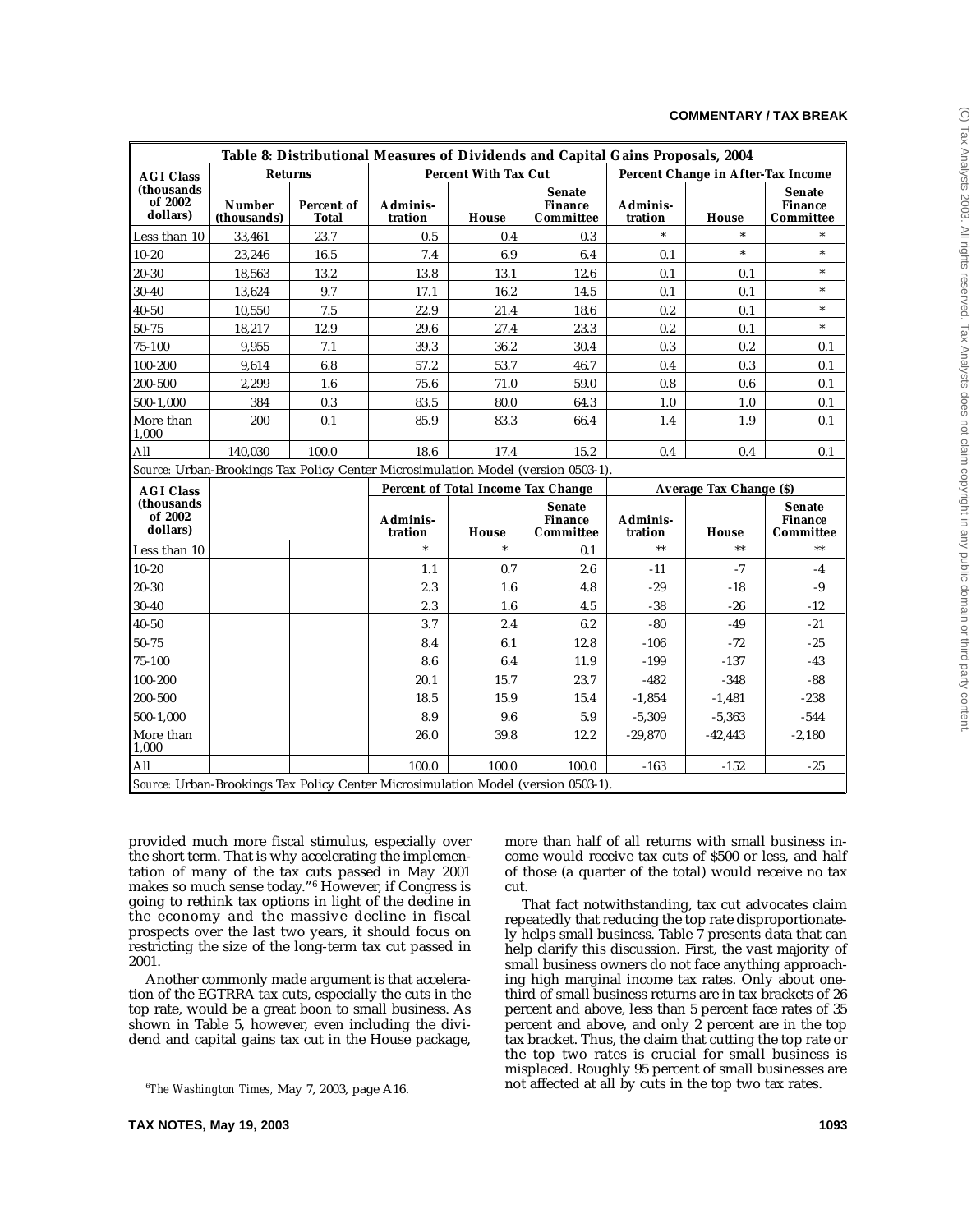**Table 8: Distributional Measures of Dividends and Capital Gains Proposals, 2004**

| AGI Class (thousands of 2002 dollars) | Returns | | Percent With Tax Cut | | | Percent Change in After-Tax Income | | |
|---|---|---|---|---|---|---|---|---|
| | Number (thousands) | Percent of Total | Adminis-tration | House | Senate Finance Committee | Adminis-tration | House | Senate Finance Committee |
| Less than 10 | 33,461 | 23.7 | 0.5 | 0.4 | 0.3 | * | * | * |
| 10-20 | 23,246 | 16.5 | 7.4 | 6.9 | 6.4 | 0.1 | * | * |
| 20-30 | 18,563 | 13.2 | 13.8 | 13.1 | 12.6 | 0.1 | 0.1 | * |
| 30-40 | 13,624 | 9.7 | 17.1 | 16.2 | 14.5 | 0.1 | 0.1 | * |
| 40-50 | 10,550 | 7.5 | 22.9 | 21.4 | 18.6 | 0.2 | 0.1 | * |
| 50-75 | 18,217 | 12.9 | 29.6 | 27.4 | 23.3 | 0.2 | 0.1 | * |
| 75-100 | 9,955 | 7.1 | 39.3 | 36.2 | 30.4 | 0.3 | 0.2 | 0.1 |
| 100-200 | 9,614 | 6.8 | 57.2 | 53.7 | 46.7 | 0.4 | 0.3 | 0.1 |
| 200-500 | 2,299 | 1.6 | 75.6 | 71.0 | 59.0 | 0.8 | 0.6 | 0.1 |
| 500-1,000 | 384 | 0.3 | 83.5 | 80.0 | 64.3 | 1.0 | 1.0 | 0.1 |
| More than 1,000 | 200 | 0.1 | 85.9 | 83.3 | 66.4 | 1.4 | 1.9 | 0.1 |
| All | 140,030 | 100.0 | 18.6 | 17.4 | 15.2 | 0.4 | 0.4 | 0.1 |

*Source:* Urban-Brookings Tax Policy Center Microsimulation Model (version 0503-1).

| AGI Class (thousands of 2002 dollars) | | | Percent of Total Income Tax Change | | | Average Tax Change ($) | | |
|---|---|---|---|---|---|---|---|---|
| | | | Adminis-tration | House | Senate Finance Committee | Adminis-tration | House | Senate Finance Committee |
| Less than 10 | | | * | * | 0.1 | ** | ** | ** |
| 10-20 | | | 1.1 | 0.7 | 2.6 | -11 | -7 | -4 |
| 20-30 | | | 2.3 | 1.6 | 4.8 | -29 | -18 | -9 |
| 30-40 | | | 2.3 | 1.6 | 4.5 | -38 | -26 | -12 |
| 40-50 | | | 3.7 | 2.4 | 6.2 | -80 | -49 | -21 |
| 50-75 | | | 8.4 | 6.1 | 12.8 | -106 | -72 | -25 |
| 75-100 | | | 8.6 | 6.4 | 11.9 | -199 | -137 | -43 |
| 100-200 | | | 20.1 | 15.7 | 23.7 | -482 | -348 | -88 |
| 200-500 | | | 18.5 | 15.9 | 15.4 | -1,854 | -1,481 | -238 |
| 500-1,000 | | | 8.9 | 9.6 | 5.9 | -5,309 | -5,363 | -544 |
| More than 1,000 | | | 26.0 | 39.8 | 12.2 | -29,870 | -42,443 | -2,180 |
| All | | | 100.0 | 100.0 | 100.0 | -163 | -152 | -25 |

*Source:* Urban-Brookings Tax Policy Center Microsimulation Model (version 0503-1).

provided much more fiscal stimulus, especially over the short term. That is why accelerating the implementation of many of the tax cuts passed in May 2001 makes so much sense today."[6] However, if Congress is going to rethink tax options in light of the decline in the economy and the massive decline in fiscal prospects over the last two years, it should focus on restricting the size of the long-term tax cut passed in 2001.

Another commonly made argument is that acceleration of the EGTRRA tax cuts, especially the cuts in the top rate, would be a great boon to small business. As shown in Table 5, however, even including the dividend and capital gains tax cut in the House package, more than half of all returns with small business income would receive tax cuts of $500 or less, and half of those (a quarter of the total) would receive no tax cut.

That fact notwithstanding, tax cut advocates claim repeatedly that reducing the top rate disproportionately helps small business. Table 7 presents data that can help clarify this discussion. First, the vast majority of small business owners do not face anything approaching high marginal income tax rates. Only about one-third of small business returns are in tax brackets of 26 percent and above, less than 5 percent face rates of 35 percent and above, and only 2 percent are in the top tax bracket. Thus, the claim that cutting the top rate or the top two rates is crucial for small business is misplaced. Roughly 95 percent of small businesses are not affected at all by cuts in the top two tax rates.

[6] *The Washington Times,* May 7, 2003, page A16.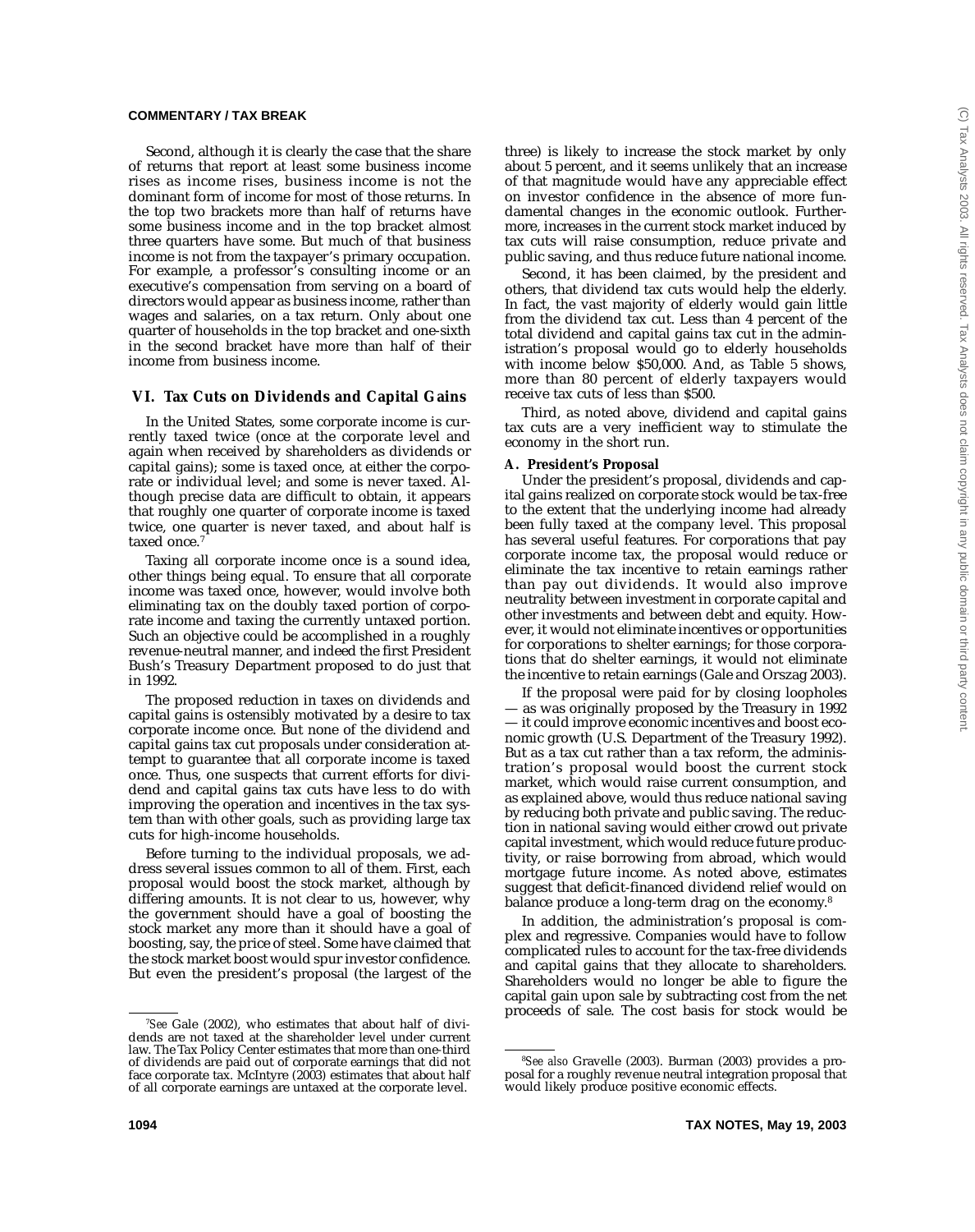Second, although it is clearly the case that the share of returns that report at least some business income rises as income rises, business income is not the dominant form of income for most of those returns. In the top two brackets more than half of returns have some business income and in the top bracket almost three quarters have some. But much of that business income is not from the taxpayer's primary occupation. For example, a professor's consulting income or an executive's compensation from serving on a board of directors would appear as business income, rather than wages and salaries, on a tax return. Only about one quarter of households in the top bracket and one-sixth in the second bracket have more than half of their income from business income.

## VI. Tax Cuts on Dividends and Capital Gains

In the United States, some corporate income is currently taxed twice (once at the corporate level and again when received by shareholders as dividends or capital gains); some is taxed once, at either the corporate or individual level; and some is never taxed. Although precise data are difficult to obtain, it appears that roughly one quarter of corporate income is taxed twice, one quarter is never taxed, and about half is taxed once.[7]

Taxing all corporate income once is a sound idea, other things being equal. To ensure that all corporate income was taxed once, however, would involve both eliminating tax on the doubly taxed portion of corporate income and taxing the currently untaxed portion. Such an objective could be accomplished in a roughly revenue-neutral manner, and indeed the first President Bush's Treasury Department proposed to do just that in 1992.

The proposed reduction in taxes on dividends and capital gains is ostensibly motivated by a desire to tax corporate income once. But none of the dividend and capital gains tax cut proposals under consideration attempt to guarantee that all corporate income is taxed once. Thus, one suspects that current efforts for dividend and capital gains tax cuts have less to do with improving the operation and incentives in the tax system than with other goals, such as providing large tax cuts for high-income households.

Before turning to the individual proposals, we address several issues common to all of them. First, each proposal would boost the stock market, although by differing amounts. It is not clear to us, however, why the government should have a goal of boosting the stock market any more than it should have a goal of boosting, say, the price of steel. Some have claimed that the stock market boost would spur investor confidence. But even the president's proposal (the largest of the three) is likely to increase the stock market by only about 5 percent, and it seems unlikely that an increase of that magnitude would have any appreciable effect on investor confidence in the absence of more fundamental changes in the economic outlook. Furthermore, increases in the current stock market induced by tax cuts will raise consumption, reduce private and public saving, and thus reduce future national income.

Second, it has been claimed, by the president and others, that dividend tax cuts would help the elderly. In fact, the vast majority of elderly would gain little from the dividend tax cut. Less than 4 percent of the total dividend and capital gains tax cut in the administration's proposal would go to elderly households with income below $50,000. And, as Table 5 shows, more than 80 percent of elderly taxpayers would receive tax cuts of less than $500.

Third, as noted above, dividend and capital gains tax cuts are a very inefficient way to stimulate the economy in the short run.

### A. President's Proposal

Under the president's proposal, dividends and capital gains realized on corporate stock would be tax-free to the extent that the underlying income had already been fully taxed at the company level. This proposal has several useful features. For corporations that pay corporate income tax, the proposal would reduce or eliminate the tax incentive to retain earnings rather than pay out dividends. It would also improve neutrality between investment in corporate capital and other investments and between debt and equity. However, it would not eliminate incentives or opportunities for corporations to shelter earnings; for those corporations that do shelter earnings, it would not eliminate the incentive to retain earnings (Gale and Orszag 2003).

If the proposal were paid for by closing loopholes — as was originally proposed by the Treasury in 1992 — it could improve economic incentives and boost economic growth (U.S. Department of the Treasury 1992). But as a tax cut rather than a tax reform, the administration's proposal would boost the current stock market, which would raise current consumption, and as explained above, would thus reduce national saving by reducing both private and public saving. The reduction in national saving would either crowd out private capital investment, which would reduce future productivity, or raise borrowing from abroad, which would mortgage future income. As noted above, estimates suggest that deficit-financed dividend relief would on balance produce a long-term drag on the economy.[8]

In addition, the administration's proposal is complex and regressive. Companies would have to follow complicated rules to account for the tax-free dividends and capital gains that they allocate to shareholders. Shareholders would no longer be able to figure the capital gain upon sale by subtracting cost from the net proceeds of sale. The cost basis for stock would be

---

[7] *See* Gale (2002), who estimates that about half of dividends are not taxed at the shareholder level under current law. The Tax Policy Center estimates that more than one-third of dividends are paid out of corporate earnings that did not face corporate tax. McIntyre (2003) estimates that about half of all corporate earnings are untaxed at the corporate level.

[8] *See also* Gravelle (2003). Burman (2003) provides a proposal for a roughly revenue neutral integration proposal that would likely produce positive economic effects.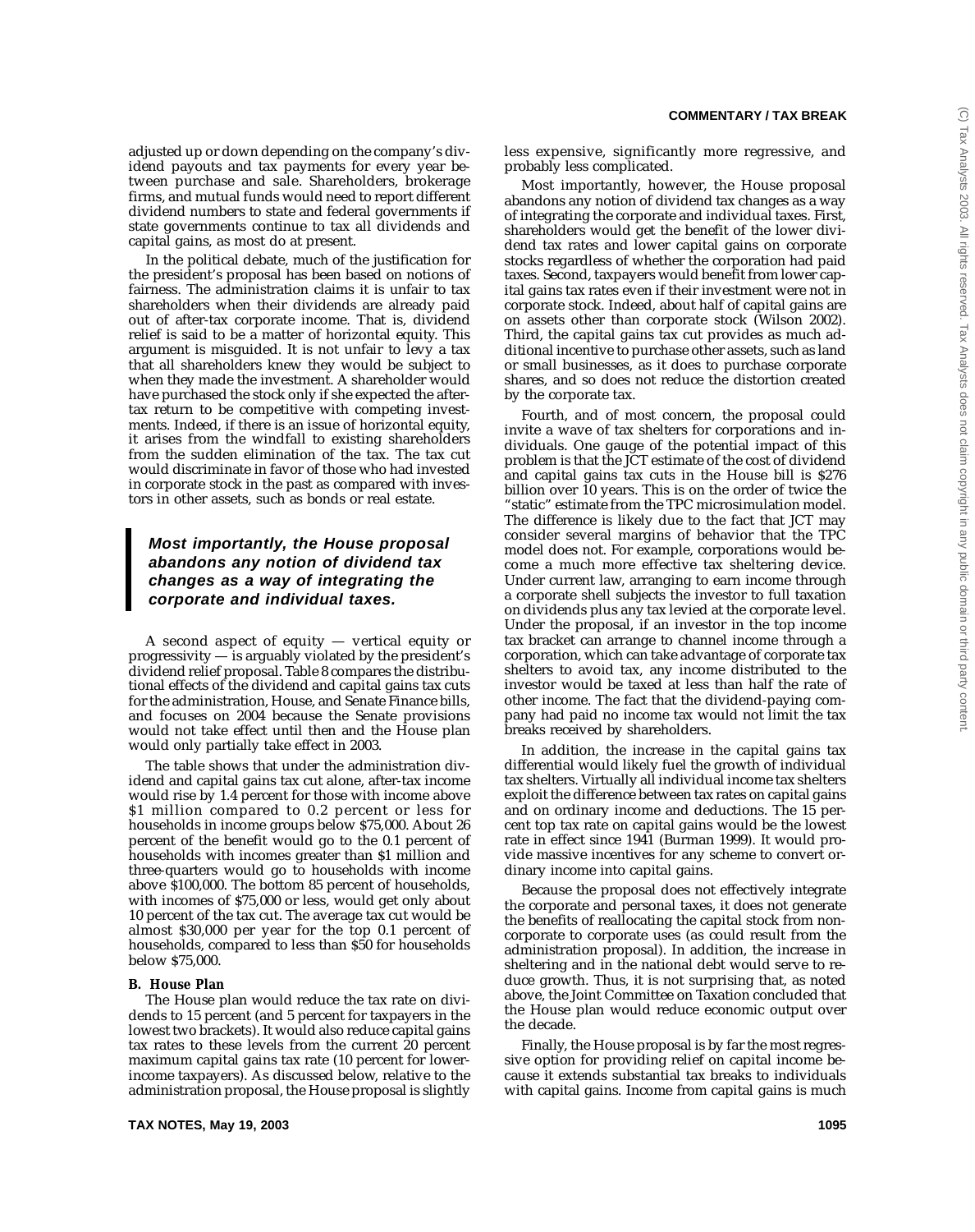adjusted up or down depending on the company's dividend payouts and tax payments for every year between purchase and sale. Shareholders, brokerage firms, and mutual funds would need to report different dividend numbers to state and federal governments if state governments continue to tax all dividends and capital gains, as most do at present.

In the political debate, much of the justification for the president's proposal has been based on notions of fairness. The administration claims it is unfair to tax shareholders when their dividends are already paid out of after-tax corporate income. That is, dividend relief is said to be a matter of horizontal equity. This argument is misguided. It is not unfair to levy a tax that all shareholders knew they would be subject to when they made the investment. A shareholder would have purchased the stock only if she expected the after-tax return to be competitive with competing investments. Indeed, if there is an issue of horizontal equity, it arises from the windfall to existing shareholders from the sudden elimination of the tax. The tax cut would discriminate in favor of those who had invested in corporate stock in the past as compared with investors in other assets, such as bonds or real estate.

> ***Most importantly, the House proposal abandons any notion of dividend tax changes as a way of integrating the corporate and individual taxes.***

A second aspect of equity — vertical equity or progressivity — is arguably violated by the president's dividend relief proposal. Table 8 compares the distributional effects of the dividend and capital gains tax cuts for the administration, House, and Senate Finance bills, and focuses on 2004 because the Senate provisions would not take effect until then and the House plan would only partially take effect in 2003.

The table shows that under the administration dividend and capital gains tax cut alone, after-tax income would rise by 1.4 percent for those with income above \$1 million compared to 0.2 percent or less for households in income groups below \$75,000. About 26 percent of the benefit would go to the 0.1 percent of households with incomes greater than \$1 million and three-quarters would go to households with income above \$100,000. The bottom 85 percent of households, with incomes of \$75,000 or less, would get only about 10 percent of the tax cut. The average tax cut would be almost \$30,000 per year for the top 0.1 percent of households, compared to less than \$50 for households below \$75,000.

### B. House Plan

The House plan would reduce the tax rate on dividends to 15 percent (and 5 percent for taxpayers in the lowest two brackets). It would also reduce capital gains tax rates to these levels from the current 20 percent maximum capital gains tax rate (10 percent for lower-income taxpayers). As discussed below, relative to the administration proposal, the House proposal is slightly less expensive, significantly more regressive, and probably less complicated.

Most importantly, however, the House proposal abandons any notion of dividend tax changes as a way of integrating the corporate and individual taxes. First, shareholders would get the benefit of the lower dividend tax rates and lower capital gains on corporate stocks regardless of whether the corporation had paid taxes. Second, taxpayers would benefit from lower capital gains tax rates even if their investment were not in corporate stock. Indeed, about half of capital gains are on assets other than corporate stock (Wilson 2002). Third, the capital gains tax cut provides as much additional incentive to purchase other assets, such as land or small businesses, as it does to purchase corporate shares, and so does not reduce the distortion created by the corporate tax.

Fourth, and of most concern, the proposal could invite a wave of tax shelters for corporations and individuals. One gauge of the potential impact of this problem is that the JCT estimate of the cost of dividend and capital gains tax cuts in the House bill is \$276 billion over 10 years. This is on the order of twice the "static" estimate from the TPC microsimulation model. The difference is likely due to the fact that JCT may consider several margins of behavior that the TPC model does not. For example, corporations would become a much more effective tax sheltering device. Under current law, arranging to earn income through a corporate shell subjects the investor to full taxation on dividends plus any tax levied at the corporate level. Under the proposal, if an investor in the top income tax bracket can arrange to channel income through a corporation, which can take advantage of corporate tax shelters to avoid tax, any income distributed to the investor would be taxed at less than half the rate of other income. The fact that the dividend-paying company had paid no income tax would not limit the tax breaks received by shareholders.

In addition, the increase in the capital gains tax differential would likely fuel the growth of individual tax shelters. Virtually all individual income tax shelters exploit the difference between tax rates on capital gains and on ordinary income and deductions. The 15 percent top tax rate on capital gains would be the lowest rate in effect since 1941 (Burman 1999). It would provide massive incentives for any scheme to convert ordinary income into capital gains.

Because the proposal does not effectively integrate the corporate and personal taxes, it does not generate the benefits of reallocating the capital stock from noncorporate to corporate uses (as could result from the administration proposal). In addition, the increase in sheltering and in the national debt would serve to reduce growth. Thus, it is not surprising that, as noted above, the Joint Committee on Taxation concluded that the House plan would reduce economic output over the decade.

Finally, the House proposal is by far the most regressive option for providing relief on capital income because it extends substantial tax breaks to individuals with capital gains. Income from capital gains is much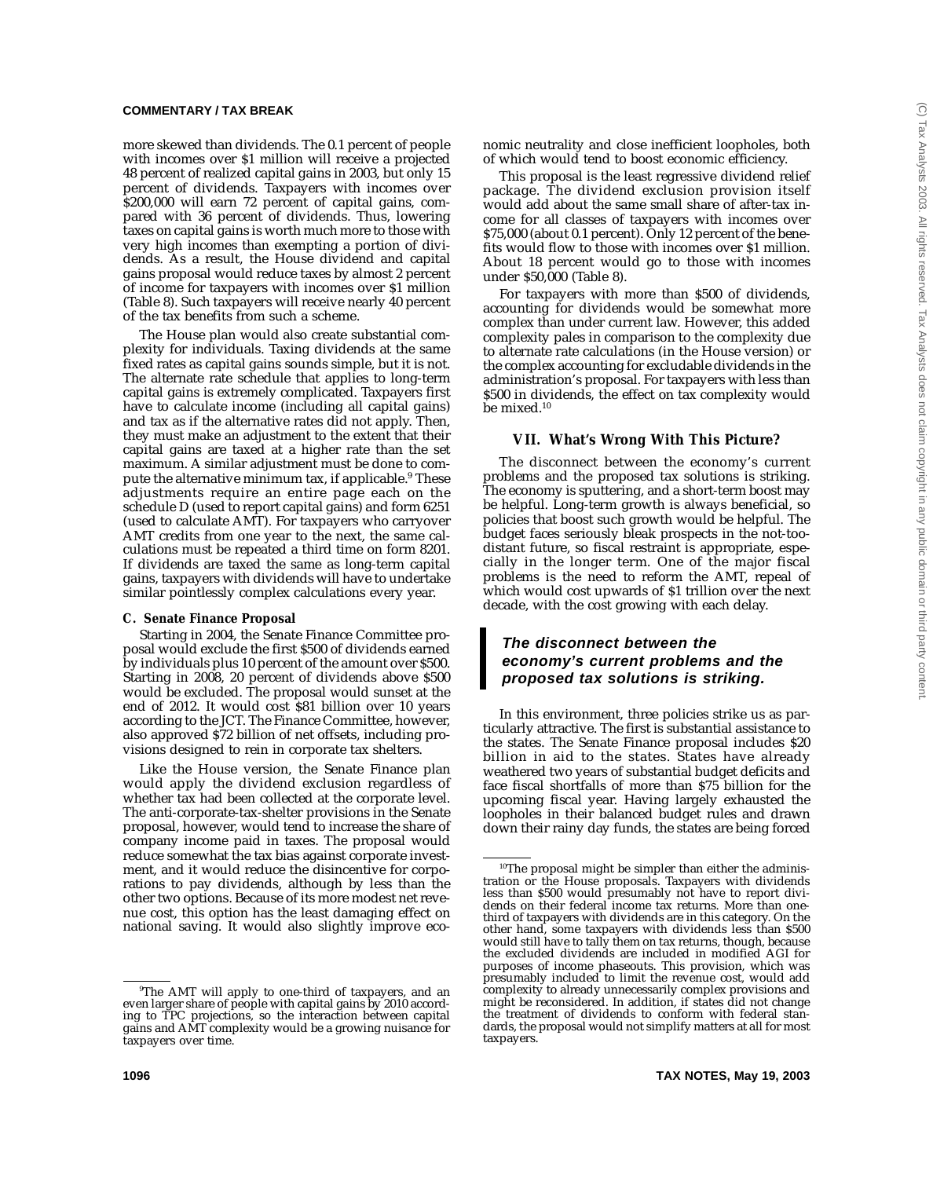more skewed than dividends. The 0.1 percent of people with incomes over $1 million will receive a projected 48 percent of realized capital gains in 2003, but only 15 percent of dividends. Taxpayers with incomes over $200,000 will earn 72 percent of capital gains, compared with 36 percent of dividends. Thus, lowering taxes on capital gains is worth much more to those with very high incomes than exempting a portion of dividends. As a result, the House dividend and capital gains proposal would reduce taxes by almost 2 percent of income for taxpayers with incomes over $1 million (Table 8). Such taxpayers will receive nearly 40 percent of the tax benefits from such a scheme.

The House plan would also create substantial complexity for individuals. Taxing dividends at the same fixed rates as capital gains sounds simple, but it is not. The alternate rate schedule that applies to long-term capital gains is extremely complicated. Taxpayers first have to calculate income (including all capital gains) and tax as if the alternative rates did not apply. Then, they must make an adjustment to the extent that their capital gains are taxed at a higher rate than the set maximum. A similar adjustment must be done to compute the alternative minimum tax, if applicable.[9] These adjustments require an entire page each on the schedule D (used to report capital gains) and form 6251 (used to calculate AMT). For taxpayers who carryover AMT credits from one year to the next, the same calculations must be repeated a third time on form 8201. If dividends are taxed the same as long-term capital gains, taxpayers with dividends will have to undertake similar pointlessly complex calculations every year.

### C. Senate Finance Proposal

Starting in 2004, the Senate Finance Committee proposal would exclude the first $500 of dividends earned by individuals plus 10 percent of the amount over $500. Starting in 2008, 20 percent of dividends above $500 would be excluded. The proposal would sunset at the end of 2012. It would cost $81 billion over 10 years according to the JCT. The Finance Committee, however, also approved $72 billion of net offsets, including provisions designed to rein in corporate tax shelters.

Like the House version, the Senate Finance plan would apply the dividend exclusion regardless of whether tax had been collected at the corporate level. The anti-corporate-tax-shelter provisions in the Senate proposal, however, would tend to increase the share of company income paid in taxes. The proposal would reduce somewhat the tax bias against corporate investment, and it would reduce the disincentive for corporations to pay dividends, although by less than the other two options. Because of its more modest net revenue cost, this option has the least damaging effect on national saving. It would also slightly improve economic neutrality and close inefficient loopholes, both of which would tend to boost economic efficiency.

This proposal is the least regressive dividend relief package. The dividend exclusion provision itself would add about the same small share of after-tax income for all classes of taxpayers with incomes over $75,000 (about 0.1 percent). Only 12 percent of the benefits would flow to those with incomes over $1 million. About 18 percent would go to those with incomes under $50,000 (Table 8).

For taxpayers with more than $500 of dividends, accounting for dividends would be somewhat more complex than under current law. However, this added complexity pales in comparison to the complexity due to alternate rate calculations (in the House version) or the complex accounting for excludable dividends in the administration's proposal. For taxpayers with less than $500 in dividends, the effect on tax complexity would be mixed.[10]

## VII. What's Wrong With This Picture?

The disconnect between the economy's current problems and the proposed tax solutions is striking. The economy is sputtering, and a short-term boost may be helpful. Long-term growth is always beneficial, so policies that boost such growth would be helpful. The budget faces seriously bleak prospects in the not-too-distant future, so fiscal restraint is appropriate, especially in the longer term. One of the major fiscal problems is the need to reform the AMT, repeal of which would cost upwards of $1 trillion over the next decade, with the cost growing with each delay.

> ***The disconnect between the economy's current problems and the proposed tax solutions is striking.***

In this environment, three policies strike us as particularly attractive. The first is substantial assistance to the states. The Senate Finance proposal includes $20 billion in aid to the states. States have already weathered two years of substantial budget deficits and face fiscal shortfalls of more than $75 billion for the upcoming fiscal year. Having largely exhausted the loopholes in their balanced budget rules and drawn down their rainy day funds, the states are being forced

---

[9] The AMT will apply to one-third of taxpayers, and an even larger share of people with capital gains by 2010 according to TPC projections, so the interaction between capital gains and AMT complexity would be a growing nuisance for taxpayers over time.

[10] The proposal might be simpler than either the administration or the House proposals. Taxpayers with dividends less than $500 would presumably not have to report dividends on their federal income tax returns. More than one-third of taxpayers with dividends are in this category. On the other hand, some taxpayers with dividends less than $500 would still have to tally them on tax returns, though, because the excluded dividends are included in modified AGI for purposes of income phaseouts. This provision, which was presumably included to limit the revenue cost, would add complexity to already unnecessarily complex provisions and might be reconsidered. In addition, if states did not change the treatment of dividends to conform with federal standards, the proposal would not simplify matters at all for most taxpayers.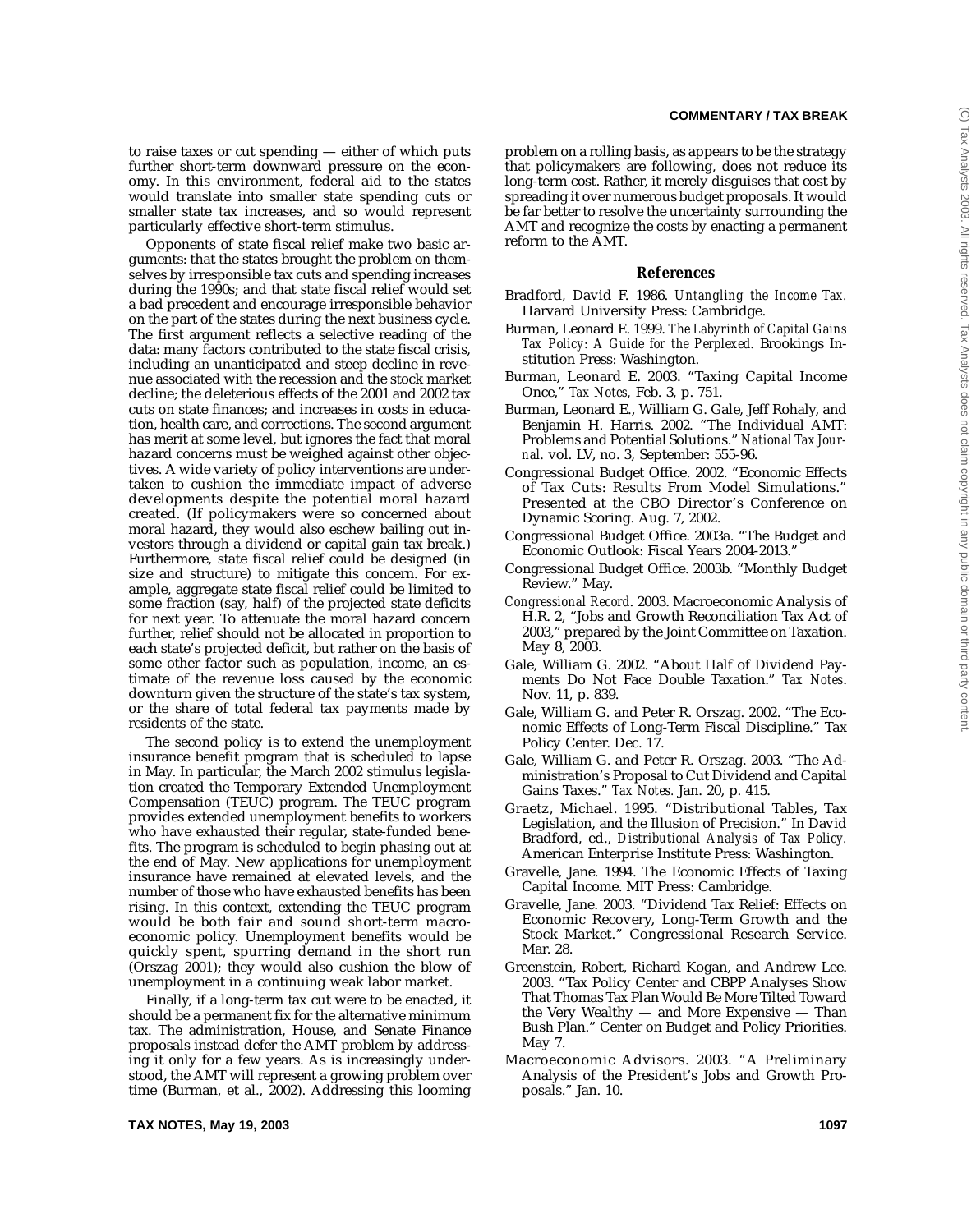to raise taxes or cut spending — either of which puts further short-term downward pressure on the economy. In this environment, federal aid to the states would translate into smaller state spending cuts or smaller state tax increases, and so would represent particularly effective short-term stimulus.

Opponents of state fiscal relief make two basic arguments: that the states brought the problem on themselves by irresponsible tax cuts and spending increases during the 1990s; and that state fiscal relief would set a bad precedent and encourage irresponsible behavior on the part of the states during the next business cycle. The first argument reflects a selective reading of the data: many factors contributed to the state fiscal crisis, including an unanticipated and steep decline in revenue associated with the recession and the stock market decline; the deleterious effects of the 2001 and 2002 tax cuts on state finances; and increases in costs in education, health care, and corrections. The second argument has merit at some level, but ignores the fact that moral hazard concerns must be weighed against other objectives. A wide variety of policy interventions are undertaken to cushion the immediate impact of adverse developments despite the potential moral hazard created. (If policymakers were so concerned about moral hazard, they would also eschew bailing out investors through a dividend or capital gain tax break.) Furthermore, state fiscal relief could be designed (in size and structure) to mitigate this concern. For example, aggregate state fiscal relief could be limited to some fraction (say, half) of the projected state deficits for next year. To attenuate the moral hazard concern further, relief should not be allocated in proportion to each state's projected deficit, but rather on the basis of some other factor such as population, income, an estimate of the revenue loss caused by the economic downturn given the structure of the state's tax system, or the share of total federal tax payments made by residents of the state.

The second policy is to extend the unemployment insurance benefit program that is scheduled to lapse in May. In particular, the March 2002 stimulus legislation created the Temporary Extended Unemployment Compensation (TEUC) program. The TEUC program provides extended unemployment benefits to workers who have exhausted their regular, state-funded benefits. The program is scheduled to begin phasing out at the end of May. New applications for unemployment insurance have remained at elevated levels, and the number of those who have exhausted benefits has been rising. In this context, extending the TEUC program would be both fair and sound short-term macroeconomic policy. Unemployment benefits would be quickly spent, spurring demand in the short run (Orszag 2001); they would also cushion the blow of unemployment in a continuing weak labor market.

Finally, if a long-term tax cut were to be enacted, it should be a permanent fix for the alternative minimum tax. The administration, House, and Senate Finance proposals instead defer the AMT problem by addressing it only for a few years. As is increasingly understood, the AMT will represent a growing problem over time (Burman, et al., 2002). Addressing this looming problem on a rolling basis, as appears to be the strategy that policymakers are following, does not reduce its long-term cost. Rather, it merely disguises that cost by spreading it over numerous budget proposals. It would be far better to resolve the uncertainty surrounding the AMT and recognize the costs by enacting a permanent reform to the AMT.

## References

Bradford, David F. 1986. *Untangling the Income Tax.* Harvard University Press: Cambridge.

Burman, Leonard E. 1999. *The Labyrinth of Capital Gains Tax Policy: A Guide for the Perplexed.* Brookings Institution Press: Washington.

Burman, Leonard E. 2003. "Taxing Capital Income Once," *Tax Notes,* Feb. 3, p. 751.

Burman, Leonard E., William G. Gale, Jeff Rohaly, and Benjamin H. Harris. 2002. "The Individual AMT: Problems and Potential Solutions." *National Tax Journal.* vol. LV, no. 3, September: 555-96.

Congressional Budget Office. 2002. "Economic Effects of Tax Cuts: Results From Model Simulations." Presented at the CBO Director's Conference on Dynamic Scoring. Aug. 7, 2002.

Congressional Budget Office. 2003a. "The Budget and Economic Outlook: Fiscal Years 2004-2013."

Congressional Budget Office. 2003b. "Monthly Budget Review." May.

*Congressional Record*. 2003. Macroeconomic Analysis of H.R. 2, "Jobs and Growth Reconciliation Tax Act of 2003," prepared by the Joint Committee on Taxation. May 8, 2003.

Gale, William G. 2002. "About Half of Dividend Payments Do Not Face Double Taxation." *Tax Notes*. Nov. 11, p. 839.

Gale, William G. and Peter R. Orszag. 2002. "The Economic Effects of Long-Term Fiscal Discipline." Tax Policy Center. Dec. 17.

Gale, William G. and Peter R. Orszag. 2003. "The Administration's Proposal to Cut Dividend and Capital Gains Taxes." *Tax Notes.* Jan. 20, p. 415.

Graetz, Michael. 1995. "Distributional Tables, Tax Legislation, and the Illusion of Precision." In David Bradford, ed., *Distributional Analysis of Tax Policy.* American Enterprise Institute Press: Washington.

Gravelle, Jane. 1994. The Economic Effects of Taxing Capital Income. MIT Press: Cambridge.

Gravelle, Jane. 2003. "Dividend Tax Relief: Effects on Economic Recovery, Long-Term Growth and the Stock Market." Congressional Research Service. Mar. 28.

Greenstein, Robert, Richard Kogan, and Andrew Lee. 2003. "Tax Policy Center and CBPP Analyses Show That Thomas Tax Plan Would Be More Tilted Toward the Very Wealthy — and More Expensive — Than Bush Plan." Center on Budget and Policy Priorities. May 7.

Macroeconomic Advisors. 2003. "A Preliminary Analysis of the President's Jobs and Growth Proposals." Jan. 10.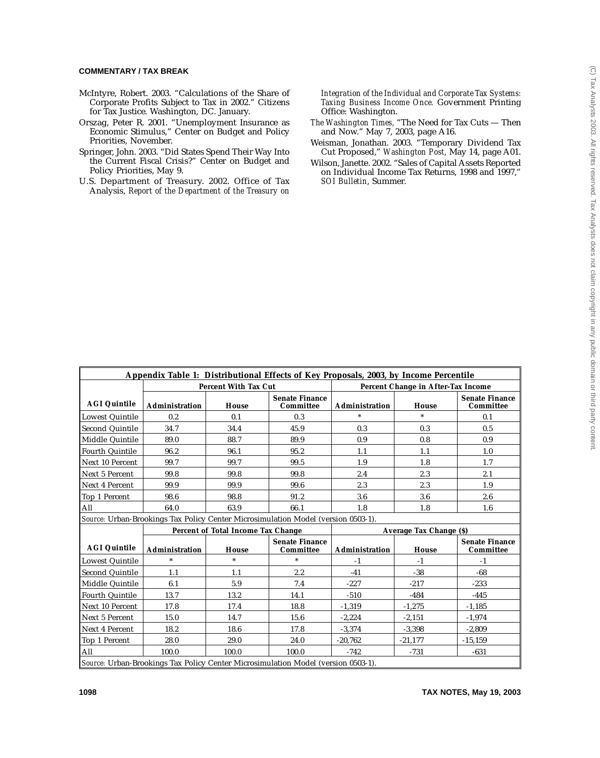McIntyre, Robert. 2003. "Calculations of the Share of Corporate Profits Subject to Tax in 2002." Citizens for Tax Justice. Washington, DC. January.

Orszag, Peter R. 2001. "Unemployment Insurance as Economic Stimulus," Center on Budget and Policy Priorities, November.

Springer, John. 2003. "Did States Spend Their Way Into the Current Fiscal Crisis?" Center on Budget and Policy Priorities, May 9.

U.S. Department of Treasury. 2002. Office of Tax Analysis, *Report of the Department of the Treasury on Integration of the Individual and Corporate Tax Systems: Taxing Business Income Once.* Government Printing Office: Washington.

*The Washington Times,* "The Need for Tax Cuts — Then and Now." May 7, 2003, page A16.

Weisman, Jonathan. 2003. "Temporary Dividend Tax Cut Proposed," *Washington Post,* May 14, page A01.

Wilson, Janette. 2002. "Sales of Capital Assets Reported on Individual Income Tax Returns, 1998 and 1997," *SOI Bulletin*, Summer.

**Appendix Table 1: Distributional Effects of Key Proposals, 2003, by Income Percentile**

| | Percent With Tax Cut | | | Percent Change in After-Tax Income | | |
|---|---|---|---|---|---|---|
| AGI Quintile | Administration | House | Senate Finance Committee | Administration | House | Senate Finance Committee |
| Lowest Quintile | 0.2 | 0.1 | 0.3 | * | * | 0.1 |
| Second Quintile | 34.7 | 34.4 | 45.9 | 0.3 | 0.3 | 0.5 |
| Middle Quintile | 89.0 | 88.7 | 89.9 | 0.9 | 0.8 | 0.9 |
| Fourth Quintile | 96.2 | 96.1 | 95.2 | 1.1 | 1.1 | 1.0 |
| Next 10 Percent | 99.7 | 99.7 | 99.5 | 1.9 | 1.8 | 1.7 |
| Next 5 Percent | 99.8 | 99.8 | 99.8 | 2.4 | 2.3 | 2.1 |
| Next 4 Percent | 99.9 | 99.9 | 99.6 | 2.3 | 2.3 | 1.9 |
| Top 1 Percent | 98.6 | 98.8 | 91.2 | 3.6 | 3.6 | 2.6 |
| All | 64.0 | 63.9 | 66.1 | 1.8 | 1.8 | 1.6 |

*Source:* Urban-Brookings Tax Policy Center Microsimulation Model (version 0503-1).

| | Percent of Total Income Tax Change | | | Average Tax Change ($) | | |
|---|---|---|---|---|---|---|
| AGI Quintile | Administration | House | Senate Finance Committee | Administration | House | Senate Finance Committee |
| Lowest Quintile | * | * | * | -1 | -1 | -1 |
| Second Quintile | 1.1 | 1.1 | 2.2 | -41 | -38 | -68 |
| Middle Quintile | 6.1 | 5.9 | 7.4 | -227 | -217 | -233 |
| Fourth Quintile | 13.7 | 13.2 | 14.1 | -510 | -484 | -445 |
| Next 10 Percent | 17.8 | 17.4 | 18.8 | -1,319 | -1,275 | -1,185 |
| Next 5 Percent | 15.0 | 14.7 | 15.6 | -2,224 | -2,151 | -1,974 |
| Next 4 Percent | 18.2 | 18.6 | 17.8 | -3,374 | -3,398 | -2,809 |
| Top 1 Percent | 28.0 | 29.0 | 24.0 | -20,762 | -21,177 | -15,159 |
| All | 100.0 | 100.0 | 100.0 | -742 | -731 | -631 |

*Source:* Urban-Brookings Tax Policy Center Microsimulation Model (version 0503-1).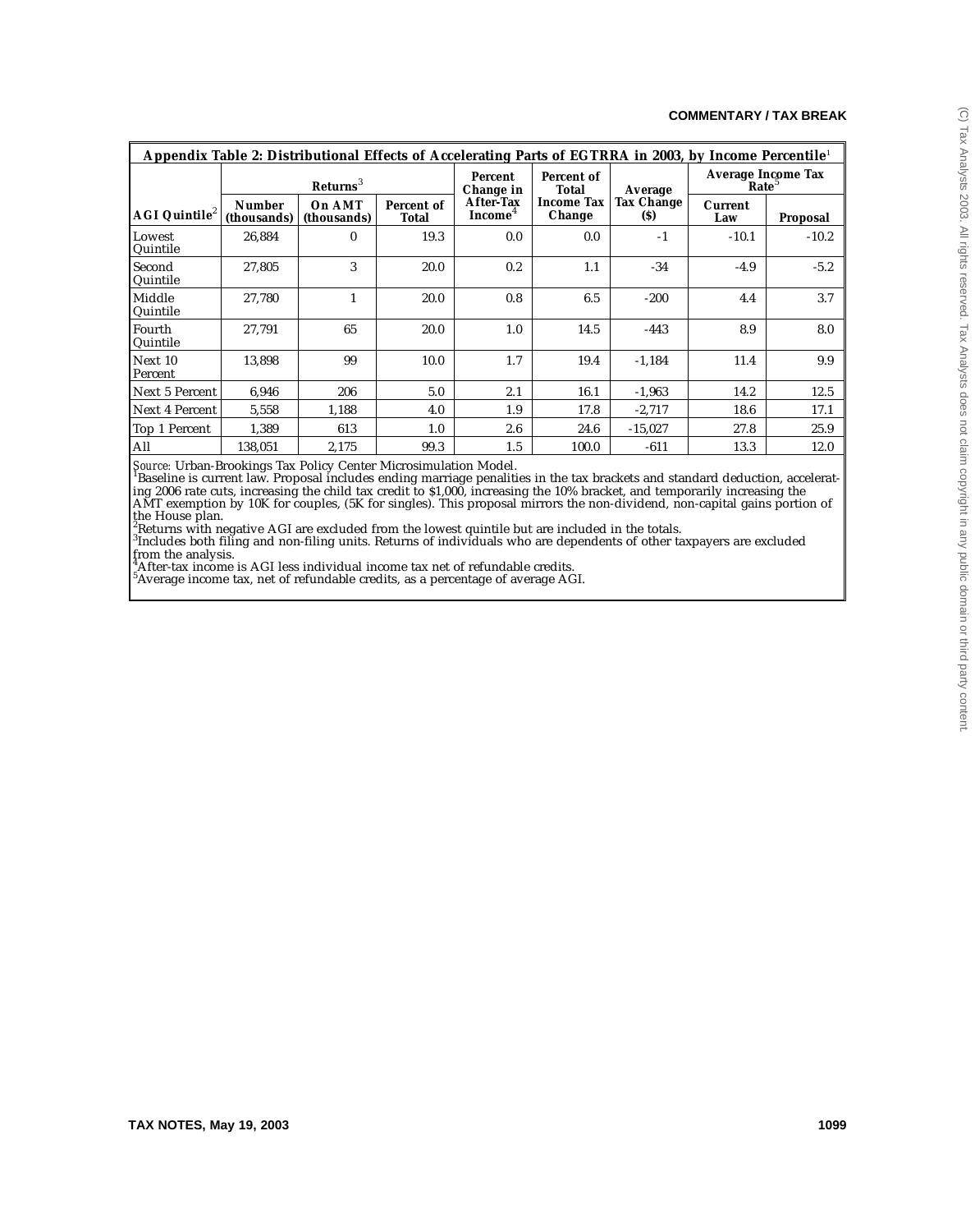**Appendix Table 2: Distributional Effects of Accelerating Parts of EGTRRA in 2003, by Income Percentile[1]**

| AGI Quintile[2] | Returns[3] | | | Percent Change in After-Tax Income[4] | Percent of Total Income Tax Change | Average Tax Change ($) | Average Income Tax Rate[5] | |
|---|---|---|---|---|---|---|---|---|
| | Number (thousands) | On AMT (thousands) | Percent of Total | | | | Current Law | Proposal |
| Lowest Quintile | 26,884 | 0 | 19.3 | 0.0 | 0.0 | -1 | -10.1 | -10.2 |
| Second Quintile | 27,805 | 3 | 20.0 | 0.2 | 1.1 | -34 | -4.9 | -5.2 |
| Middle Quintile | 27,780 | 1 | 20.0 | 0.8 | 6.5 | -200 | 4.4 | 3.7 |
| Fourth Quintile | 27,791 | 65 | 20.0 | 1.0 | 14.5 | -443 | 8.9 | 8.0 |
| Next 10 Percent | 13,898 | 99 | 10.0 | 1.7 | 19.4 | -1,184 | 11.4 | 9.9 |
| Next 5 Percent | 6,946 | 206 | 5.0 | 2.1 | 16.1 | -1,963 | 14.2 | 12.5 |
| Next 4 Percent | 5,558 | 1,188 | 4.0 | 1.9 | 17.8 | -2,717 | 18.6 | 17.1 |
| Top 1 Percent | 1,389 | 613 | 1.0 | 2.6 | 24.6 | -15,027 | 27.8 | 25.9 |
| All | 138,051 | 2,175 | 99.3 | 1.5 | 100.0 | -611 | 13.3 | 12.0 |

*Source:* Urban-Brookings Tax Policy Center Microsimulation Model.

[1]Baseline is current law. Proposal includes ending marriage penalities in the tax brackets and standard deduction, accelerating 2006 rate cuts, increasing the child tax credit to $1,000, increasing the 10% bracket, and temporarily increasing the AMT exemption by 10K for couples, (5K for singles). This proposal mirrors the non-dividend, non-capital gains portion of the House plan.

[2]Returns with negative AGI are excluded from the lowest quintile but are included in the totals.

[3]Includes both filing and non-filing units. Returns of individuals who are dependents of other taxpayers are excluded from the analysis.

[4]After-tax income is AGI less individual income tax net of refundable credits.

[5]Average income tax, net of refundable credits, as a percentage of average AGI.